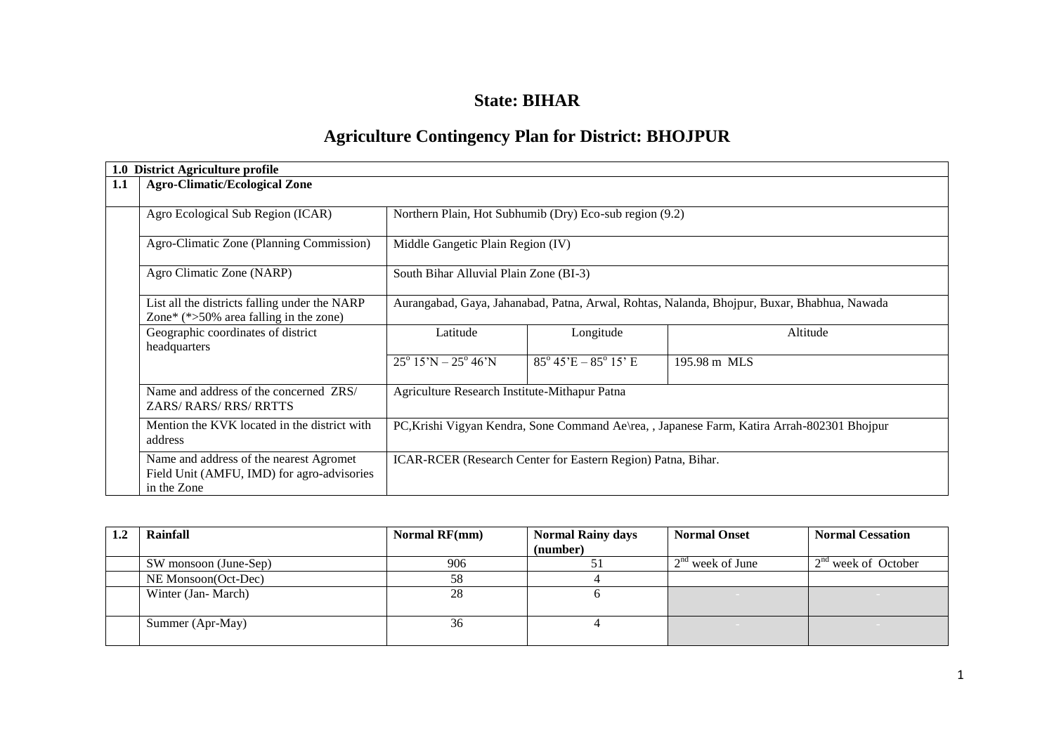# State: BIHAR

## Agriculture Contingency Plan for District: BHOJPUR

| 1.0 | District Agriculture profile | | | |
|---|---|---|---|---|
| 1.1 | Agro-Climatic/Ecological Zone | | | |
| | Agro Ecological Sub Region (ICAR) | Northern Plain, Hot Subhumib (Dry) Eco-sub region (9.2) | | |
| | Agro-Climatic Zone (Planning Commission) | Middle Gangetic Plain Region (IV) | | |
| | Agro Climatic Zone (NARP) | South Bihar Alluvial Plain Zone (BI-3) | | |
| | List all the districts falling under the NARP Zone* (*>50% area falling in the zone) | Aurangabad, Gaya, Jahanabad, Patna, Arwal, Rohtas, Nalanda, Bhojpur, Buxar, Bhabhua, Nawada | | |
| | Geographic coordinates of district headquarters | Latitude | Longitude | Altitude |
| | | $25^{o}$ 15'N – $25^{o}$ 46'N | $85^{o}$ 45'E – $85^{o}$ 15' E | 195.98 m MLS |
| | Name and address of the concerned ZRS/ ZARS/ RARS/ RRS/ RRTTS | Agriculture Research Institute-Mithapur Patna | | |
| | Mention the KVK located in the district with address | PC,Krishi Vigyan Kendra, Sone Command Ae\rea, , Japanese Farm, Katira Arrah-802301 Bhojpur | | |
| | Name and address of the nearest Agromet Field Unit (AMFU, IMD) for agro-advisories in the Zone | ICAR-RCER (Research Center for Eastern Region) Patna, Bihar. | | |

| 1.2 | Rainfall | Normal RF(mm) | Normal Rainy days (number) | Normal Onset | Normal Cessation |
|---|---|---|---|---|---|
| | SW monsoon (June-Sep) | 906 | 51 | 2nd week of June | 2nd week of October |
| | NE Monsoon(Oct-Dec) | 58 | 4 | | |
| | Winter (Jan- March) | 28 | 6 | - | - |
| | Summer (Apr-May) | 36 | 4 | - | - |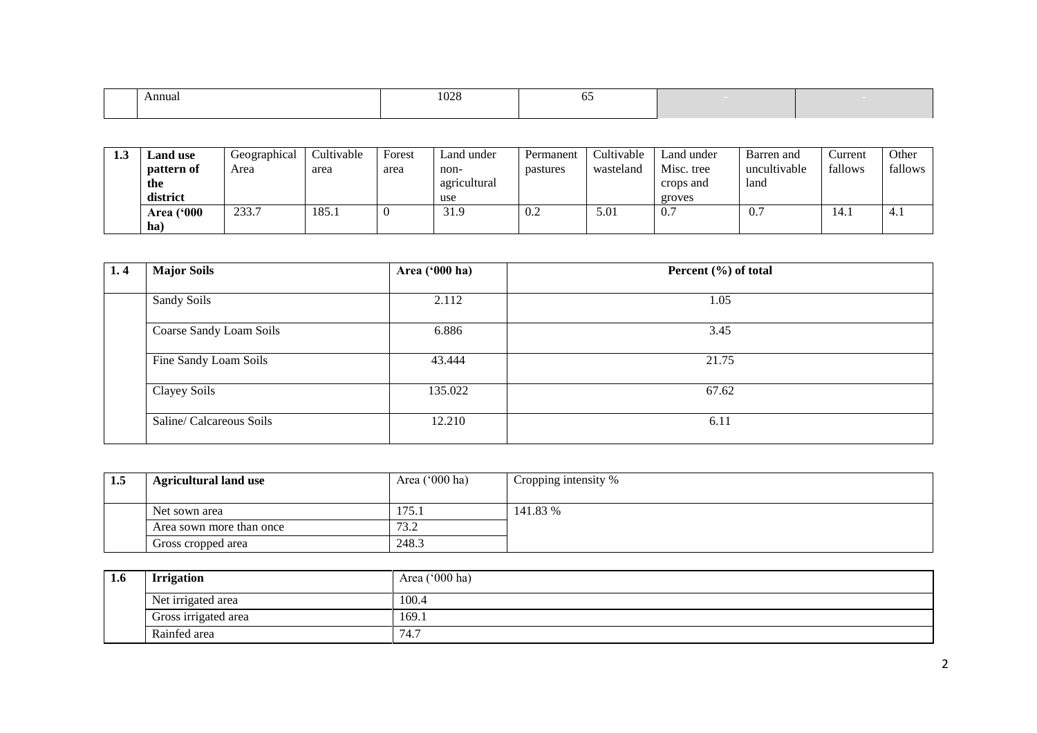|  | Annual | 1028 | 65 | - | - |
|---|---|---|---|---|---|

| 1.3 | **Land use pattern of the district** | Geographical Area | Cultivable area | Forest area | Land under non-agricultural use | Permanent pastures | Cultivable wasteland | Land under Misc. tree crops and groves | Barren and uncultivable land | Current fallows | Other fallows |
|---|---|---|---|---|---|---|---|---|---|---|---|
|  | **Area ('000 ha)** | 233.7 | 185.1 | 0 | 31.9 | 0.2 | 5.01 | 0.7 | 0.7 | 14.1 | 4.1 |

| 1. 4 | **Major Soils** | **Area ('000 ha)** | **Percent (%) of total** |
|---|---|---|---|
|  | Sandy Soils | 2.112 | 1.05 |
|  | Coarse Sandy Loam Soils | 6.886 | 3.45 |
|  | Fine Sandy Loam Soils | 43.444 | 21.75 |
|  | Clayey Soils | 135.022 | 67.62 |
|  | Saline/ Calcareous Soils | 12.210 | 6.11 |

| 1.5 | **Agricultural land use** | Area ('000 ha) | Cropping intensity % |
|---|---|---|---|
|  | Net sown area | 175.1 | 141.83 % |
|  | Area sown more than once | 73.2 |  |
|  | Gross cropped area | 248.3 |  |

| 1.6 | **Irrigation** | Area ('000 ha) |
|---|---|---|
|  | Net irrigated area | 100.4 |
|  | Gross irrigated area | 169.1 |
|  | Rainfed area | 74.7 |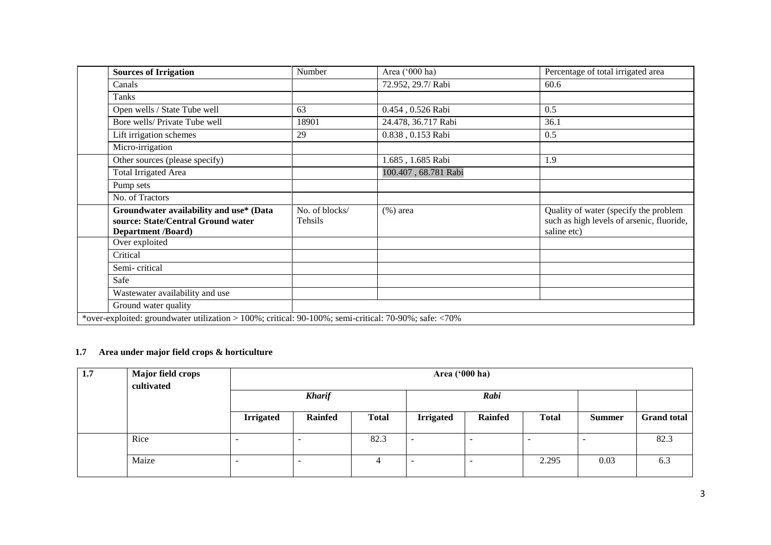| | Sources of Irrigation | Number | Area ('000 ha) | Percentage of total irrigated area |
|---|---|---|---|---|
| | Canals | | 72.952, 29.7/ Rabi | 60.6 |
| | Tanks | | | |
| | Open wells / State Tube well | 63 | 0.454 , 0.526 Rabi | 0.5 |
| | Bore wells/ Private Tube well | 18901 | 24.478, 36.717 Rabi | 36.1 |
| | Lift irrigation schemes | 29 | 0.838 , 0.153 Rabi | 0.5 |
| | Micro-irrigation | | | |
| | Other sources (please specify) | | 1.685 , 1.685 Rabi | 1.9 |
| | Total Irrigated Area | | 100.407 , 68.781 Rabi | |
| | Pump sets | | | |
| | No. of Tractors | | | |
| | **Groundwater availability and use* (Data source: State/Central Ground water Department /Board)** | No. of blocks/ Tehsils | (%) area | Quality of water (specify the problem such as high levels of arsenic, fluoride, saline etc) |
| | Over exploited | | | |
| | Critical | | | |
| | Semi- critical | | | |
| | Safe | | | |
| | Wastewater availability and use | | | |
| | Ground water quality | | | |
| *over-exploited: groundwater utilization > 100%; critical: 90-100%; semi-critical: 70-90%; safe: <70% | | | | |

## 1.7 Area under major field crops & horticulture

| 1.7 | Major field crops cultivated | Area ('000 ha) | | | | | | | |
|---|---|---|---|---|---|---|---|---|---|
| | | *Kharif* | | | *Rabi* | | | | |
| | | **Irrigated** | **Rainfed** | **Total** | **Irrigated** | **Rainfed** | **Total** | **Summer** | **Grand total** |
| | Rice | - | - | 82.3 | - | - | - | - | 82.3 |
| | Maize | - | - | 4 | - | - | 2.295 | 0.03 | 6.3 |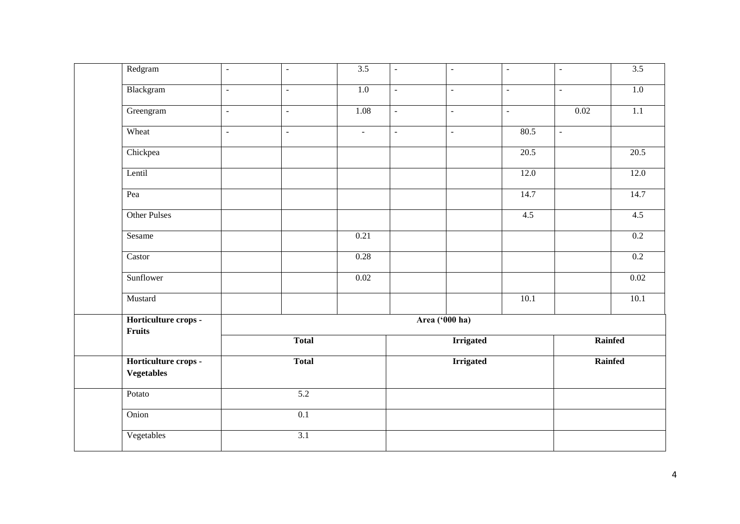| | Redgram | - | - | 3.5 | - | - | - | - | 3.5 |
|---|---|---|---|---|---|---|---|---|---|
| | Blackgram | - | - | 1.0 | - | - | - | - | 1.0 |
| | Greengram | - | - | 1.08 | - | - | - | 0.02 | 1.1 |
| | Wheat | - | - | - | - | - | 80.5 | - | |
| | Chickpea | | | | | | 20.5 | | 20.5 |
| | Lentil | | | | | | 12.0 | | 12.0 |
| | Pea | | | | | | 14.7 | | 14.7 |
| | Other Pulses | | | | | | 4.5 | | 4.5 |
| | Sesame | | | 0.21 | | | | | 0.2 |
| | Castor | | | 0.28 | | | | | 0.2 |
| | Sunflower | | | 0.02 | | | | | 0.02 |
| | Mustard | | | | | | 10.1 | | 10.1 |

| | Horticulture crops - Fruits | Area ('000 ha) | | |
|---|---|---|---|---|
| | | **Total** | **Irrigated** | **Rainfed** |
| | **Horticulture crops - Vegetables** | **Total** | **Irrigated** | **Rainfed** |
| | Potato | 5.2 | | |
| | Onion | 0.1 | | |
| | Vegetables | 3.1 | | |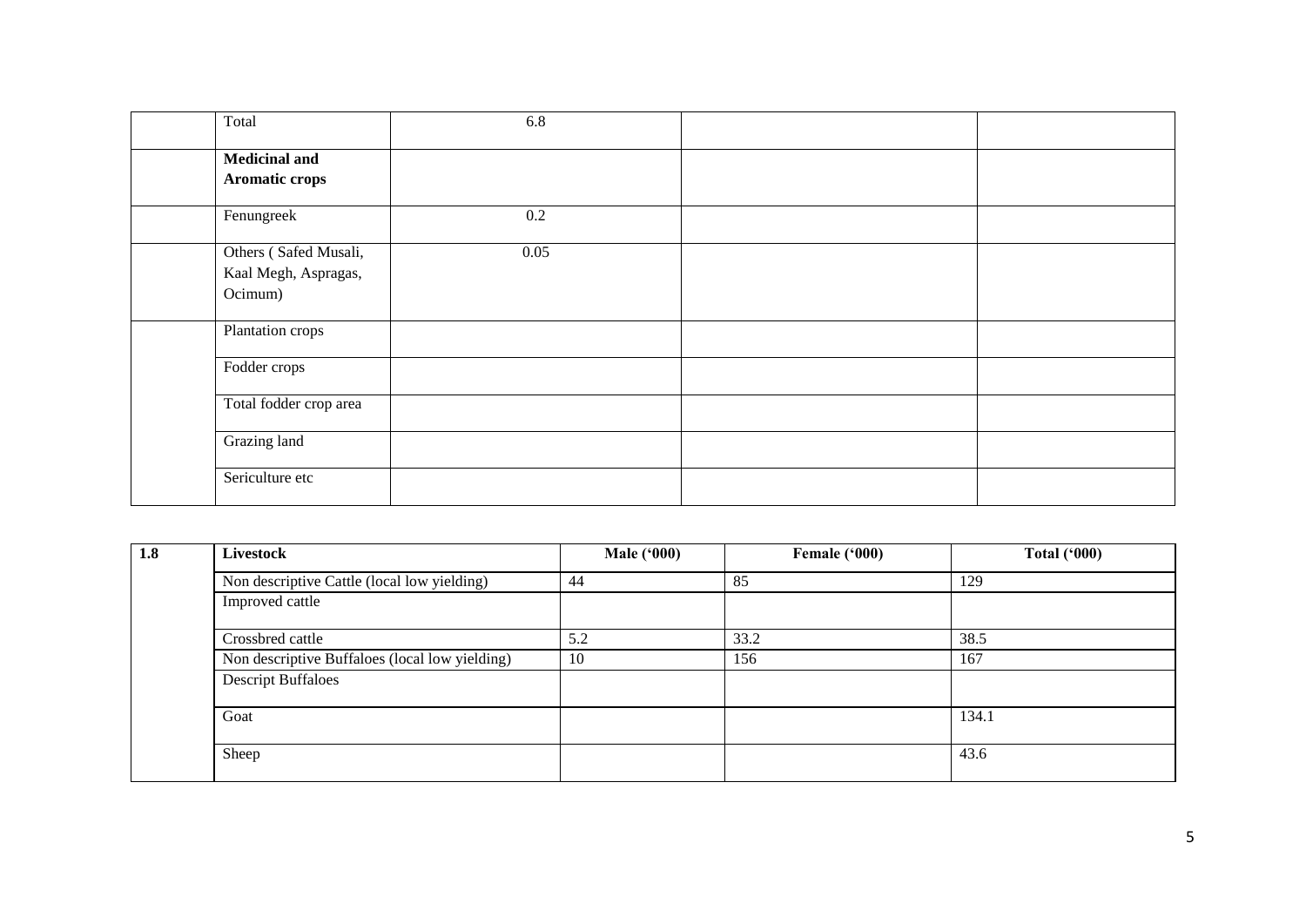| | | | | |
|---|---|---|---|---|
| | Total | 6.8 | | |
| | **Medicinal and Aromatic crops** | | | |
| | Fenungreek | 0.2 | | |
| | Others ( Safed Musali, Kaal Megh, Aspragas, Ocimum) | 0.05 | | |
| | Plantation crops | | | |
| | Fodder crops | | | |
| | Total fodder crop area | | | |
| | Grazing land | | | |
| | Sericulture etc | | | |

| 1.8 | Livestock | Male ('000) | Female ('000) | Total ('000) |
|---|---|---|---|---|
| | Non descriptive Cattle (local low yielding) | 44 | 85 | 129 |
| | Improved cattle | | | |
| | Crossbred cattle | 5.2 | 33.2 | 38.5 |
| | Non descriptive Buffaloes (local low yielding) | 10 | 156 | 167 |
| | Descript Buffaloes | | | |
| | Goat | | | 134.1 |
| | Sheep | | | 43.6 |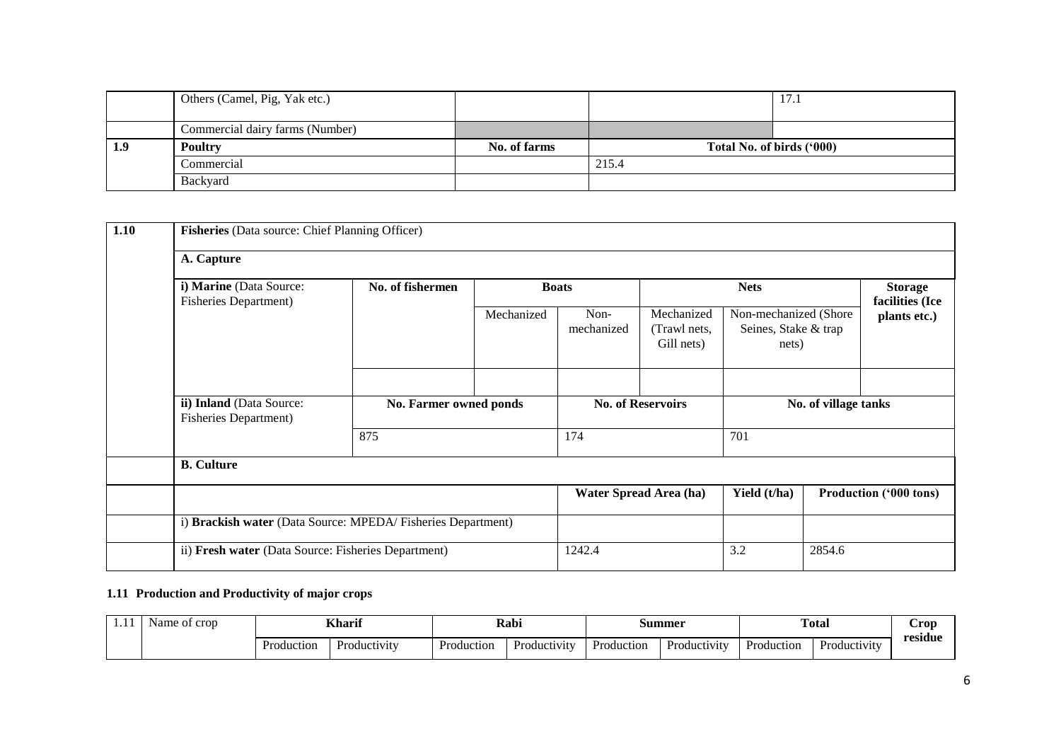|  | Others (Camel, Pig, Yak etc.) |  |  | 17.1 |
|---|---|---|---|---|
|  | Commercial dairy farms (Number) |  |  |  |
| **1.9** | **Poultry** | **No. of farms** | **Total No. of birds ('000)** |  |
|  | Commercial |  | 215.4 |  |
|  | Backyard |  |  |  |

| **1.10** | **Fisheries** (Data source: Chief Planning Officer) | | | | | | |
|---|---|---|---|---|---|---|---|
|  | **A. Capture** | | | | | | |
|  | **i) Marine** (Data Source: Fisheries Department) | **No. of fishermen** | **Boats** | | **Nets** | | **Storage facilities (Ice plants etc.)** |
|  |  |  | Mechanized | Non-mechanized | Mechanized (Trawl nets, Gill nets) | Non-mechanized (Shore Seines, Stake & trap nets) |  |
|  |  |  |  |  |  |  |  |
|  | **ii) Inland** (Data Source: Fisheries Department) | **No. Farmer owned ponds** | | **No. of Reservoirs** | | **No. of village tanks** | |
|  |  | 875 | | 174 | | 701 | |
|  | **B. Culture** | | | | | | |
|  |  | | | **Water Spread Area (ha)** | | **Yield (t/ha)** | **Production ('000 tons)** |
|  | i) **Brackish water** (Data Source: MPEDA/ Fisheries Department) | | |  | |  |  |
|  | ii) **Fresh water** (Data Source: Fisheries Department) | | | 1242.4 | | 3.2 | 2854.6 |

### 1.11 Production and Productivity of major crops

| 1.11 | Name of crop | **Kharif** | | **Rabi** | | **Summer** | | **Total** | | **Crop residue** |
|---|---|---|---|---|---|---|---|---|---|---|
|  |  | Production | Productivity | Production | Productivity | Production | Productivity | Production | Productivity |  |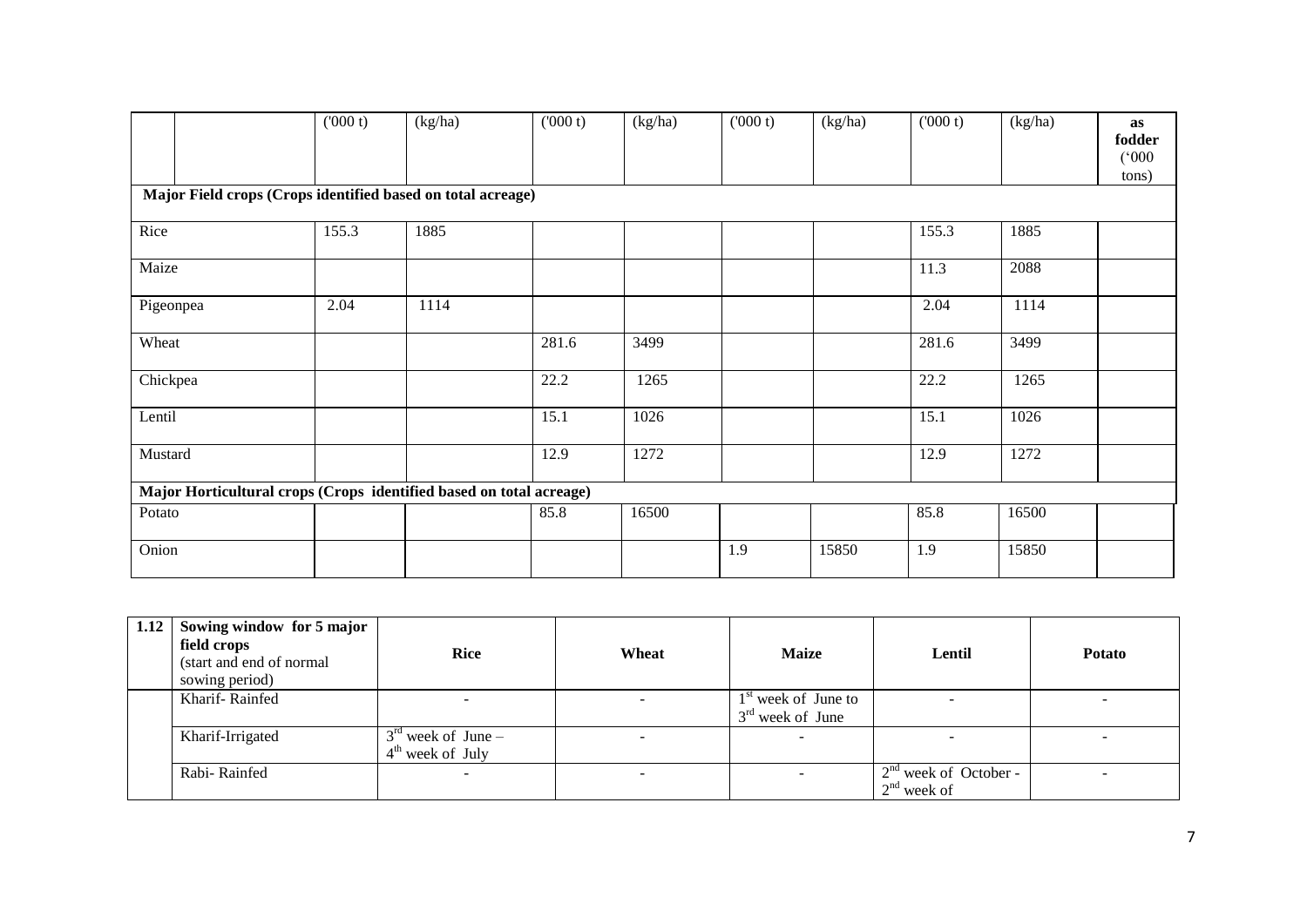| | ('000 t) | (kg/ha) | ('000 t) | (kg/ha) | ('000 t) | (kg/ha) | ('000 t) | (kg/ha) | as fodder ('000 tons) |
|---|---|---|---|---|---|---|---|---|---|
| **Major Field crops (Crops identified based on total acreage)** | | | | | | | | | |
| Rice | 155.3 | 1885 | | | | | 155.3 | 1885 | |
| Maize | | | | | | | 11.3 | 2088 | |
| Pigeonpea | 2.04 | 1114 | | | | | 2.04 | 1114 | |
| Wheat | | | 281.6 | 3499 | | | 281.6 | 3499 | |
| Chickpea | | | 22.2 | 1265 | | | 22.2 | 1265 | |
| Lentil | | | 15.1 | 1026 | | | 15.1 | 1026 | |
| Mustard | | | 12.9 | 1272 | | | 12.9 | 1272 | |
| **Major Horticultural crops (Crops identified based on total acreage)** | | | | | | | | | |
| Potato | | | 85.8 | 16500 | | | 85.8 | 16500 | |
| Onion | | | | | 1.9 | 15850 | 1.9 | 15850 | |

| 1.12 | **Sowing window for 5 major field crops** (start and end of normal sowing period) | **Rice** | **Wheat** | **Maize** | **Lentil** | **Potato** |
|---|---|---|---|---|---|---|
| | Kharif- Rainfed | - | - | 1st week of June to 3rd week of June | - | - |
| | Kharif-Irrigated | 3rd week of June – 4th week of July | - | - | - | - |
| | Rabi- Rainfed | - | - | - | 2nd week of October - 2nd week of | - |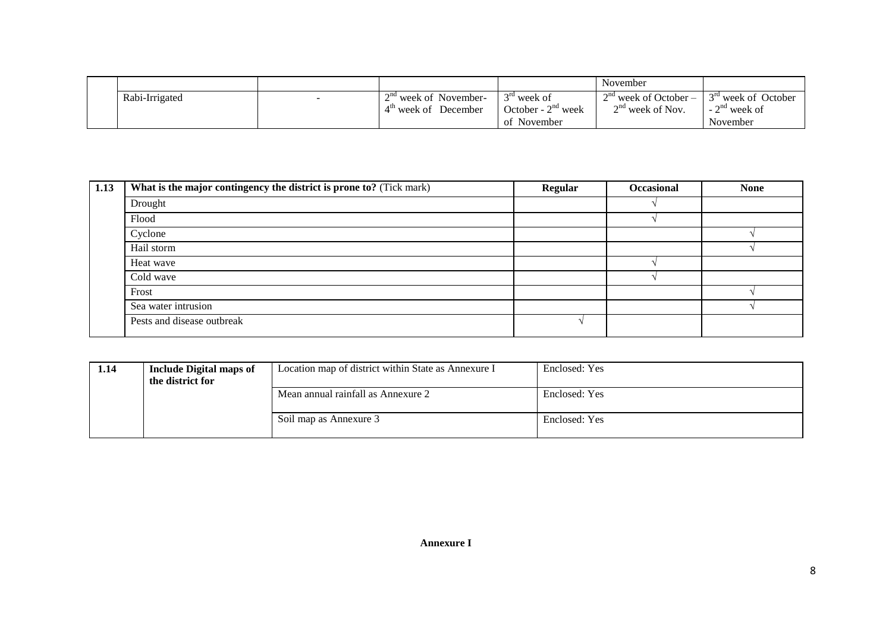| | | | | | November | |
|---|---|---|---|---|---|---|
| | Rabi-Irrigated | - | 2nd week of November- 4th week of December | 3rd week of October - 2nd week of November | 2nd week of October – 2nd week of Nov. | 3rd week of October - 2nd week of November |

| 1.13 | **What is the major contingency the district is prone to?** (Tick mark) | **Regular** | **Occasional** | **None** |
|---|---|---|---|---|
| | Drought | | √ | |
| | Flood | | √ | |
| | Cyclone | | | √ |
| | Hail storm | | | √ |
| | Heat wave | | √ | |
| | Cold wave | | √ | |
| | Frost | | | √ |
| | Sea water intrusion | | | √ |
| | Pests and disease outbreak | √ | | |

| 1.14 | **Include Digital maps of the district for** | Location map of district within State as Annexure I | Enclosed: Yes |
|---|---|---|---|
| | | Mean annual rainfall as Annexure 2 | Enclosed: Yes |
| | | Soil map as Annexure 3 | Enclosed: Yes |

**Annexure I**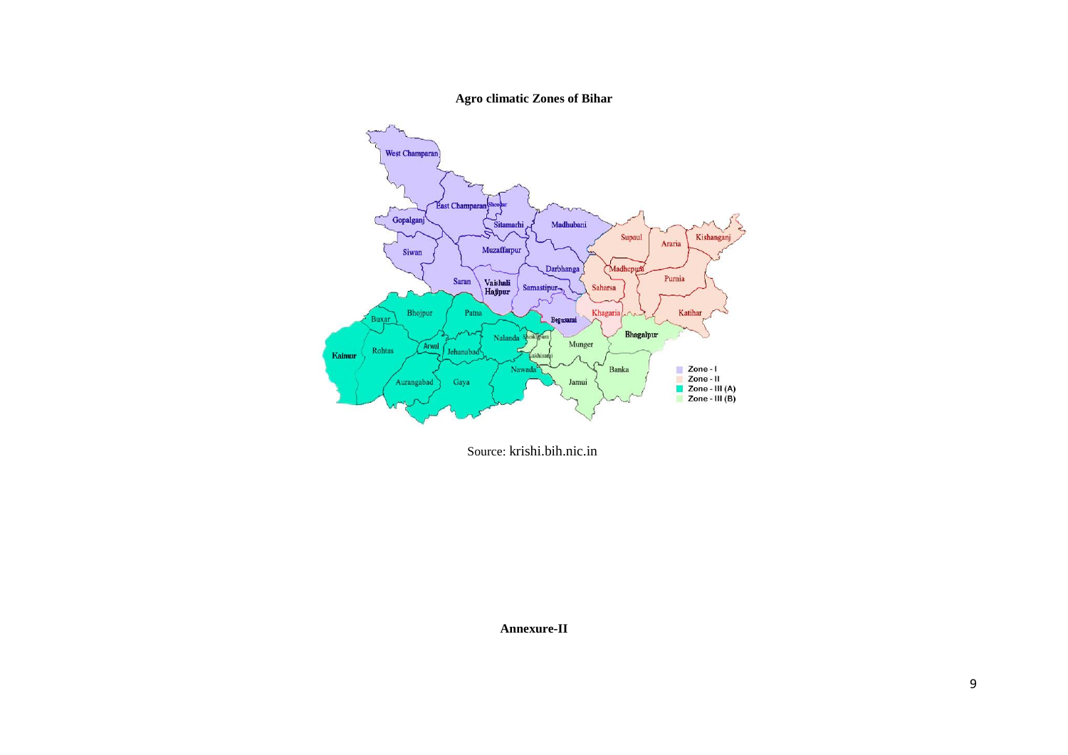**Agro climatic Zones of Bihar**

Source: krishi.bih.nic.in

**Annexure-II**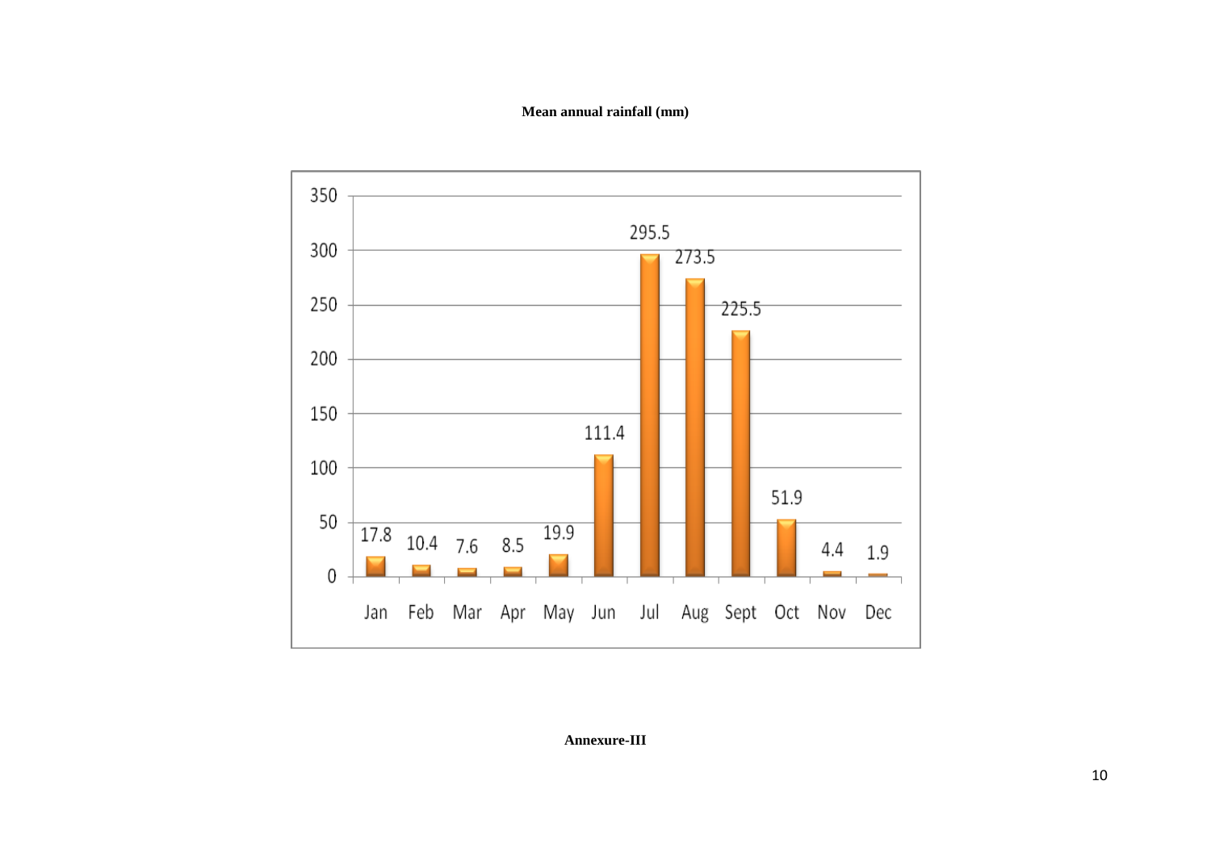**Mean annual rainfall (mm)**

| Month | Rainfall (mm) |
|---|---|
| Jan | 17.8 |
| Feb | 10.4 |
| Mar | 7.6 |
| Apr | 8.5 |
| May | 19.9 |
| Jun | 111.4 |
| Jul | 295.5 |
| Aug | 273.5 |
| Sept | 225.5 |
| Oct | 51.9 |
| Nov | 4.4 |
| Dec | 1.9 |

**Annexure-III**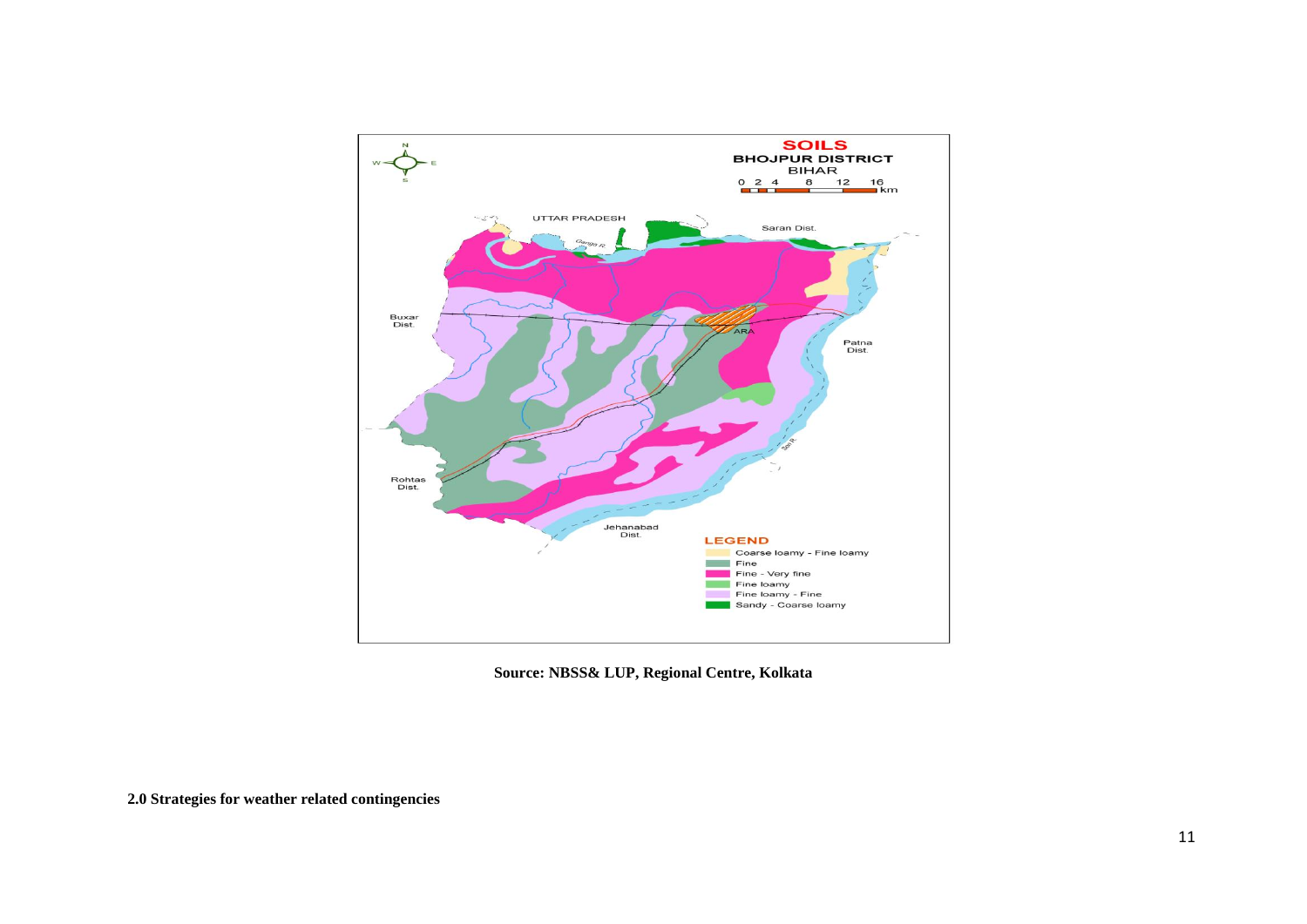Source: NBSS& LUP, Regional Centre, Kolkata

**2.0 Strategies for weather related contingencies**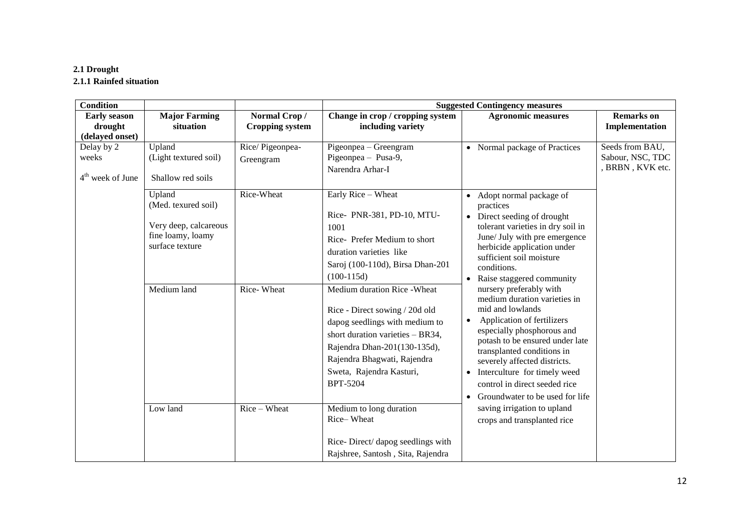**2.1 Drought**

**2.1.1 Rainfed situation**

| **Condition** | | | **Suggested Contingency measures** | | |
|---|---|---|---|---|---|
| **Early season drought (delayed onset)** | **Major Farming situation** | **Normal Crop / Cropping system** | **Change in crop / cropping system including variety** | **Agronomic measures** | **Remarks on Implementation** |
| Delay by 2 weeks<br><br>4th week of June | Upland (Light textured soil)<br><br>Shallow red soils | Rice/ Pigeonpea-Greengram | Pigeonpea – Greengram<br>Pigeonpea – Pusa-9, Narendra Arhar-I | • Normal package of Practices | Seeds from BAU, Sabour, NSC, TDC , BRBN , KVK etc. |
| | Upland (Med. texured soil)<br><br>Very deep, calcareous fine loamy, loamy surface texture | Rice-Wheat | Early Rice – Wheat<br><br>Rice- PNR-381, PD-10, MTU-1001<br>Rice- Prefer Medium to short duration varieties like Saroj (100-110d), Birsa Dhan-201 (100-115d) | • Adopt normal package of practices<br>• Direct seeding of drought tolerant varieties in dry soil in June/ July with pre emergence herbicide application under sufficient soil moisture conditions.<br>• Raise staggered community nursery preferably with medium duration varieties in mid and lowlands<br>• Application of fertilizers especially phosphorous and potash to be ensured under late transplanted conditions in severely affected districts.<br>• Interculture for timely weed control in direct seeded rice<br>• Groundwater to be used for life saving irrigation to upland crops and transplanted rice | |
| | Medium land | Rice- Wheat | Medium duration Rice -Wheat<br><br>Rice - Direct sowing / 20d old dapog seedlings with medium to short duration varieties – BR34, Rajendra Dhan-201(130-135d), Rajendra Bhagwati, Rajendra Sweta, Rajendra Kasturi, BPT-5204 | | |
| | Low land | Rice – Wheat | Medium to long duration Rice– Wheat<br><br>Rice- Direct/ dapog seedlings with Rajshree, Santosh , Sita, Rajendra | | |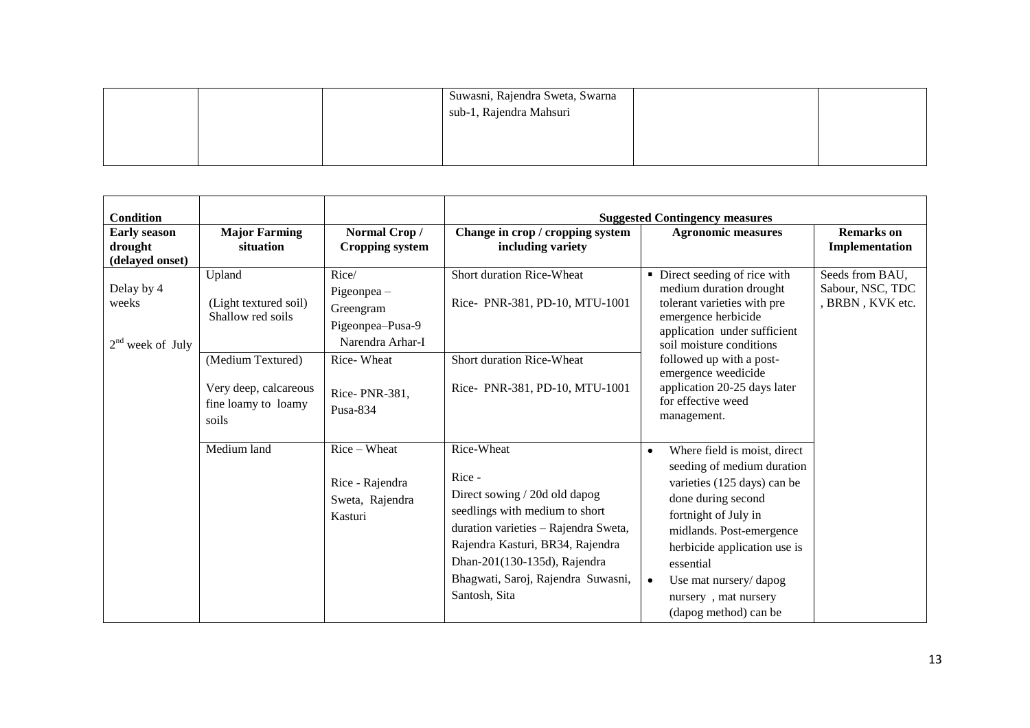| | | | Suwasni, Rajendra Sweta, Swarna sub-1, Rajendra Mahsuri | | |
|---|---|---|---|---|---|

| Condition | | | Suggested Contingency measures | | |
|---|---|---|---|---|---|
| **Early season drought (delayed onset)** | **Major Farming situation** | **Normal Crop / Cropping system** | **Change in crop / cropping system including variety** | **Agronomic measures** | **Remarks on Implementation** |
| Delay by 4 weeks<br><br>2nd week of July | Upland<br><br>(Light textured soil) Shallow red soils | Rice/ Pigeonpea – Greengram Pigeonpea–Pusa-9 Narendra Arhar-I | Short duration Rice-Wheat<br><br>Rice- PNR-381, PD-10, MTU-1001 | ▪ Direct seeding of rice with medium duration drought tolerant varieties with pre emergence herbicide application under sufficient soil moisture conditions followed up with a post-emergence weedicide application 20-25 days later for effective weed management. | Seeds from BAU, Sabour, NSC, TDC , BRBN , KVK etc. |
| | (Medium Textured)<br><br>Very deep, calcareous fine loamy to loamy soils | Rice- Wheat<br><br>Rice- PNR-381, Pusa-834 | Short duration Rice-Wheat<br><br>Rice- PNR-381, PD-10, MTU-1001 | | |
| | Medium land | Rice – Wheat<br><br>Rice - Rajendra Sweta, Rajendra Kasturi | Rice-Wheat<br><br>Rice -<br>Direct sowing / 20d old dapog seedlings with medium to short duration varieties – Rajendra Sweta, Rajendra Kasturi, BR34, Rajendra Dhan-201(130-135d), Rajendra Bhagwati, Saroj, Rajendra Suwasni, Santosh, Sita | • Where field is moist, direct seeding of medium duration varieties (125 days) can be done during second fortnight of July in midlands. Post-emergence herbicide application use is essential<br>• Use mat nursery/ dapog nursery , mat nursery (dapog method) can be | |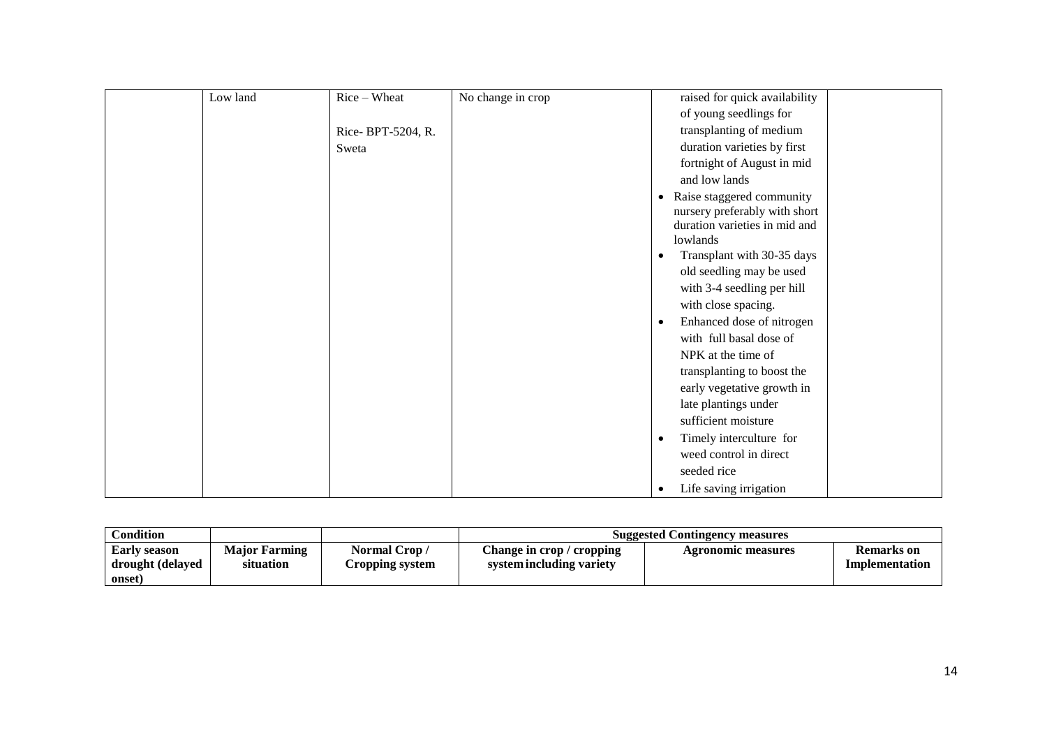| | Low land | Rice – Wheat<br><br>Rice- BPT-5204, R. Sweta | No change in crop | raised for quick availability of young seedlings for transplanting of medium duration varieties by first fortnight of August in mid and low lands<br>• Raise staggered community nursery preferably with short duration varieties in mid and lowlands<br>• Transplant with 30-35 days old seedling may be used with 3-4 seedling per hill with close spacing.<br>• Enhanced dose of nitrogen with full basal dose of NPK at the time of transplanting to boost the early vegetative growth in late plantings under sufficient moisture<br>• Timely interculture for weed control in direct seeded rice<br>• Life saving irrigation | |
|---|---|---|---|---|---|

| Condition | | | Suggested Contingency measures | | |
|---|---|---|---|---|---|
| **Early season drought (delayed onset)** | **Major Farming situation** | **Normal Crop / Cropping system** | **Change in crop / cropping system including variety** | **Agronomic measures** | **Remarks on Implementation** |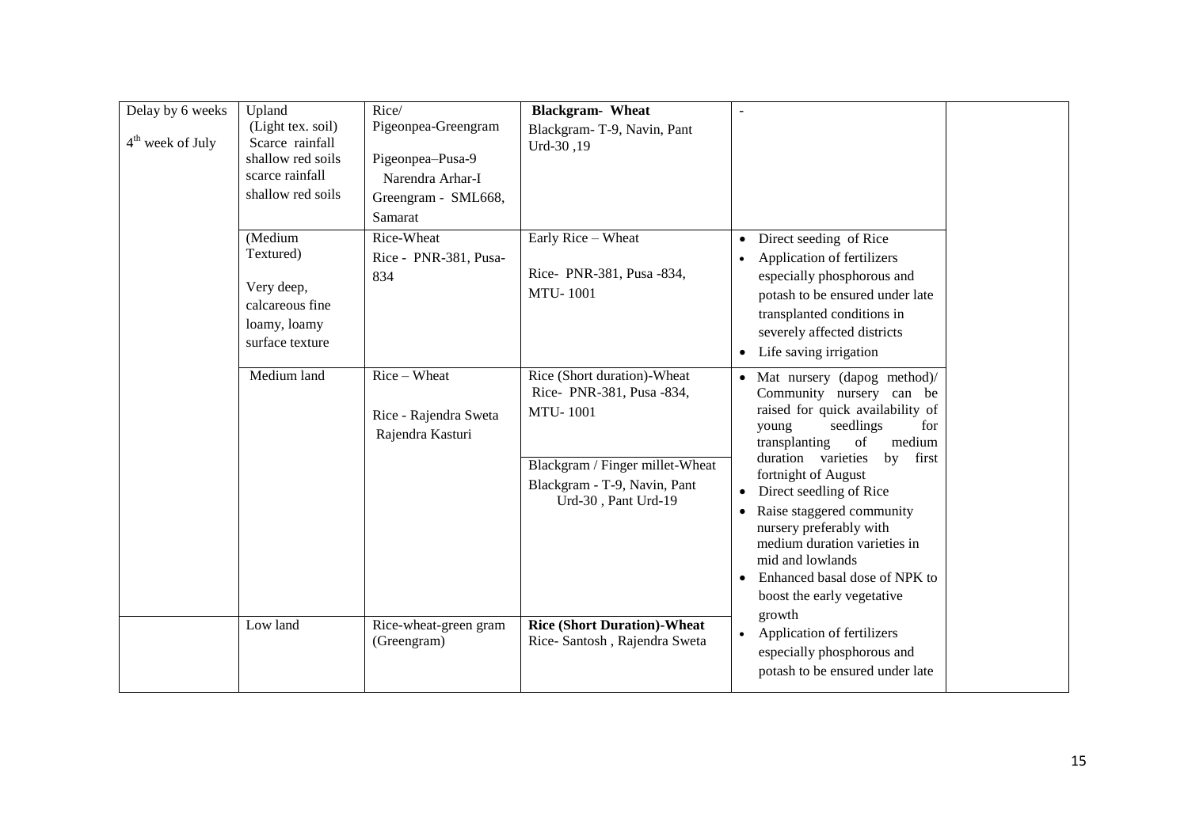| Delay by 6 weeks<br>4th week of July | Upland<br>(Light tex. soil)<br>Scarce rainfall<br>shallow red soils<br>scarce rainfall<br>shallow red soils | Rice/<br>Pigeonpea-Greengram<br>Pigeonpea–Pusa-9<br>Narendra Arhar-I<br>Greengram - SML668, Samarat | **Blackgram- Wheat**<br>Blackgram- T-9, Navin, Pant Urd-30 ,19 | - | |
|---|---|---|---|---|---|
| | (Medium Textured)<br>Very deep, calcareous fine loamy, loamy surface texture | Rice-Wheat<br>Rice - PNR-381, Pusa-834 | Early Rice – Wheat<br>Rice- PNR-381, Pusa -834, MTU- 1001 | • Direct seeding of Rice<br>• Application of fertilizers especially phosphorous and potash to be ensured under late transplanted conditions in severely affected districts<br>• Life saving irrigation | |
| | Medium land | Rice – Wheat<br>Rice - Rajendra Sweta<br>Rajendra Kasturi | Rice (Short duration)-Wheat<br>Rice- PNR-381, Pusa -834, MTU- 1001<br>Blackgram / Finger millet-Wheat<br>Blackgram - T-9, Navin, Pant Urd-30 , Pant Urd-19 | • Mat nursery (dapog method)/ Community nursery can be raised for quick availability of young seedlings for transplanting of medium duration varieties by first fortnight of August<br>• Direct seedling of Rice<br>• Raise staggered community nursery preferably with medium duration varieties in mid and lowlands<br>• Enhanced basal dose of NPK to boost the early vegetative growth | |
| | Low land | Rice-wheat-green gram (Greengram) | **Rice (Short Duration)-Wheat**<br>Rice- Santosh , Rajendra Sweta | • Application of fertilizers especially phosphorous and potash to be ensured under late | |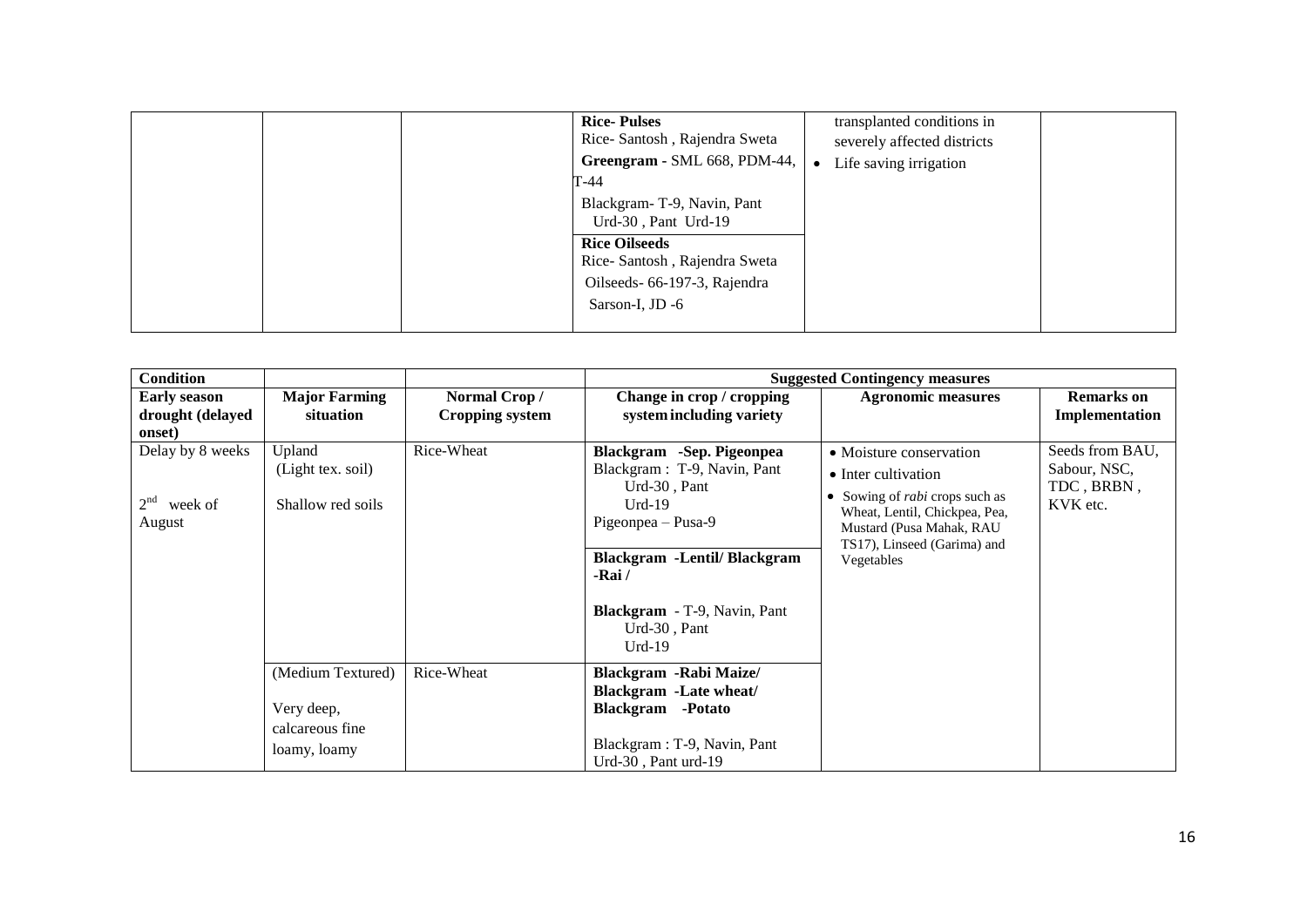| | | | **Rice- Pulses**<br>Rice- Santosh , Rajendra Sweta<br>**Greengram** - SML 668, PDM-44, T-44<br>Blackgram- T-9, Navin, Pant Urd-30 , Pant Urd-19 | transplanted conditions in severely affected districts<br>• Life saving irrigation | |
|---|---|---|---|---|---|
| | | | **Rice Oilseeds**<br>Rice- Santosh , Rajendra Sweta<br>Oilseeds- 66-197-3, Rajendra Sarson-I, JD -6 | | |

| Condition | | | Suggested Contingency measures | | |
|---|---|---|---|---|---|
| **Early season drought (delayed onset)** | **Major Farming situation** | **Normal Crop / Cropping system** | **Change in crop / cropping system including variety** | **Agronomic measures** | **Remarks on Implementation** |
| Delay by 8 weeks<br><br>2nd week of August | Upland<br>(Light tex. soil)<br><br>Shallow red soils | Rice-Wheat | **Blackgram -Sep. Pigeonpea**<br>Blackgram : T-9, Navin, Pant Urd-30 , Pant Urd-19<br>Pigeonpea – Pusa-9 | • Moisture conservation<br>• Inter cultivation<br>• Sowing of *rabi* crops such as Wheat, Lentil, Chickpea, Pea, Mustard (Pusa Mahak, RAU TS17), Linseed (Garima) and Vegetables | Seeds from BAU, Sabour, NSC, TDC , BRBN , KVK etc. |
| | | | **Blackgram -Lentil/ Blackgram -Rai /**<br><br>**Blackgram** - T-9, Navin, Pant Urd-30 , Pant Urd-19 | | |
| | (Medium Textured)<br><br>Very deep, calcareous fine loamy, loamy | Rice-Wheat | **Blackgram -Rabi Maize/**<br>**Blackgram -Late wheat/**<br>**Blackgram -Potato**<br><br>Blackgram : T-9, Navin, Pant Urd-30 , Pant urd-19 | | |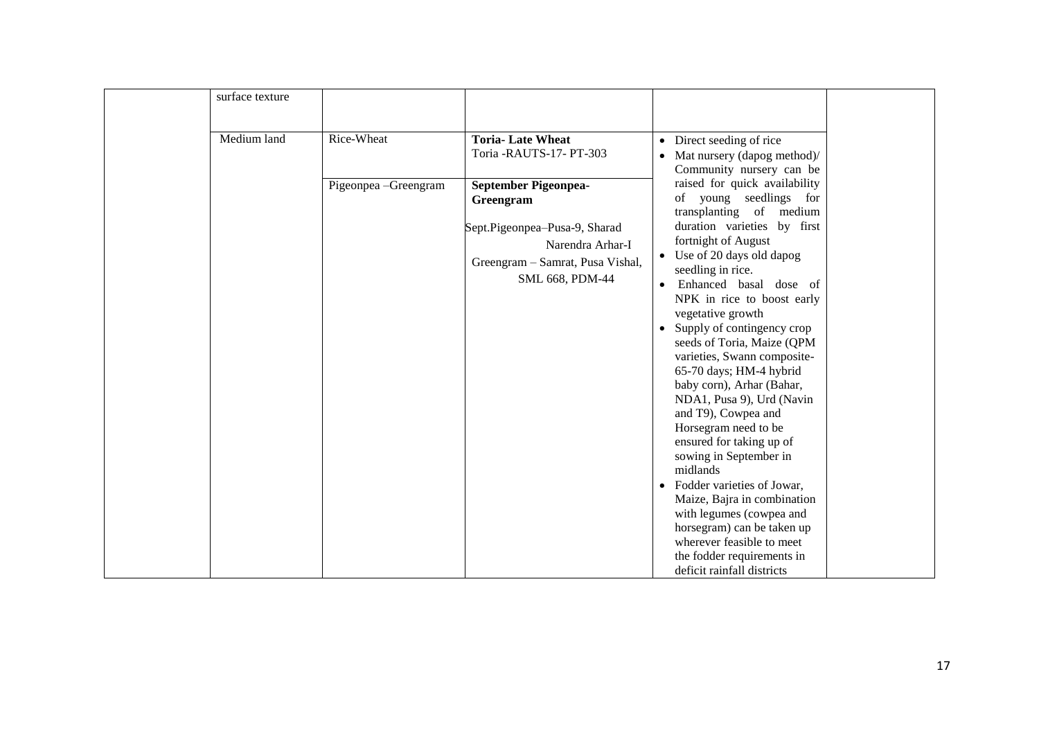|  |  |  |  |  |  |
|---|---|---|---|---|---|
|  | surface texture |  |  |  |  |
|  | Medium land | Rice-Wheat | **Toria- Late Wheat**<br>Toria -RAUTS-17- PT-303 | • Direct seeding of rice<br>• Mat nursery (dapog method)/ Community nursery can be raised for quick availability of young seedlings for transplanting of medium duration varieties by first fortnight of August<br>• Use of 20 days old dapog seedling in rice.<br>• Enhanced basal dose of NPK in rice to boost early vegetative growth<br>• Supply of contingency crop seeds of Toria, Maize (QPM varieties, Swann composite-65-70 days; HM-4 hybrid baby corn), Arhar (Bahar, NDA1, Pusa 9), Urd (Navin and T9), Cowpea and Horsegram need to be ensured for taking up of sowing in September in midlands<br>• Fodder varieties of Jowar, Maize, Bajra in combination with legumes (cowpea and horsegram) can be taken up wherever feasible to meet the fodder requirements in deficit rainfall districts |  |
|  |  | Pigeonpea –Greengram | **September Pigeonpea-Greengram**<br>Sept.Pigeonpea–Pusa-9, Sharad Narendra Arhar-I<br>Greengram – Samrat, Pusa Vishal, SML 668, PDM-44 |  |  |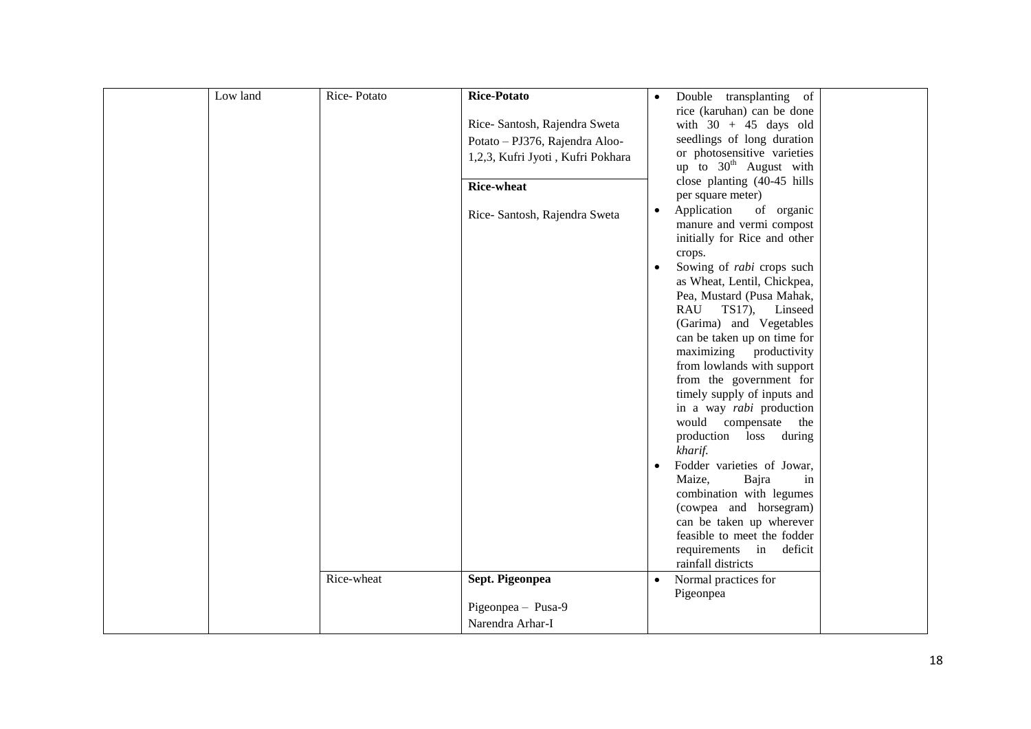| | | | | | |
|---|---|---|---|---|---|
| | Low land | Rice- Potato | **Rice-Potato**<br><br>Rice- Santosh, Rajendra Sweta<br>Potato – PJ376, Rajendra Aloo-1,2,3, Kufri Jyoti , Kufri Pokhara<br><br>**Rice-wheat**<br><br>Rice- Santosh, Rajendra Sweta | • Double transplanting of rice (karuhan) can be done with 30 + 45 days old seedlings of long duration or photosensitive varieties up to 30th August with close planting (40-45 hills per square meter)<br>• Application of organic manure and vermi compost initially for Rice and other crops.<br>• Sowing of *rabi* crops such as Wheat, Lentil, Chickpea, Pea, Mustard (Pusa Mahak, RAU TS17), Linseed (Garima) and Vegetables can be taken up on time for maximizing productivity from lowlands with support from the government for timely supply of inputs and in a way *rabi* production would compensate the production loss during *kharif.*<br>• Fodder varieties of Jowar, Maize, Bajra in combination with legumes (cowpea and horsegram) can be taken up wherever feasible to meet the fodder requirements in deficit rainfall districts | |
| | | Rice-wheat | **Sept. Pigeonpea**<br><br>Pigeonpea – Pusa-9<br>Narendra Arhar-I | • Normal practices for Pigeonpea | |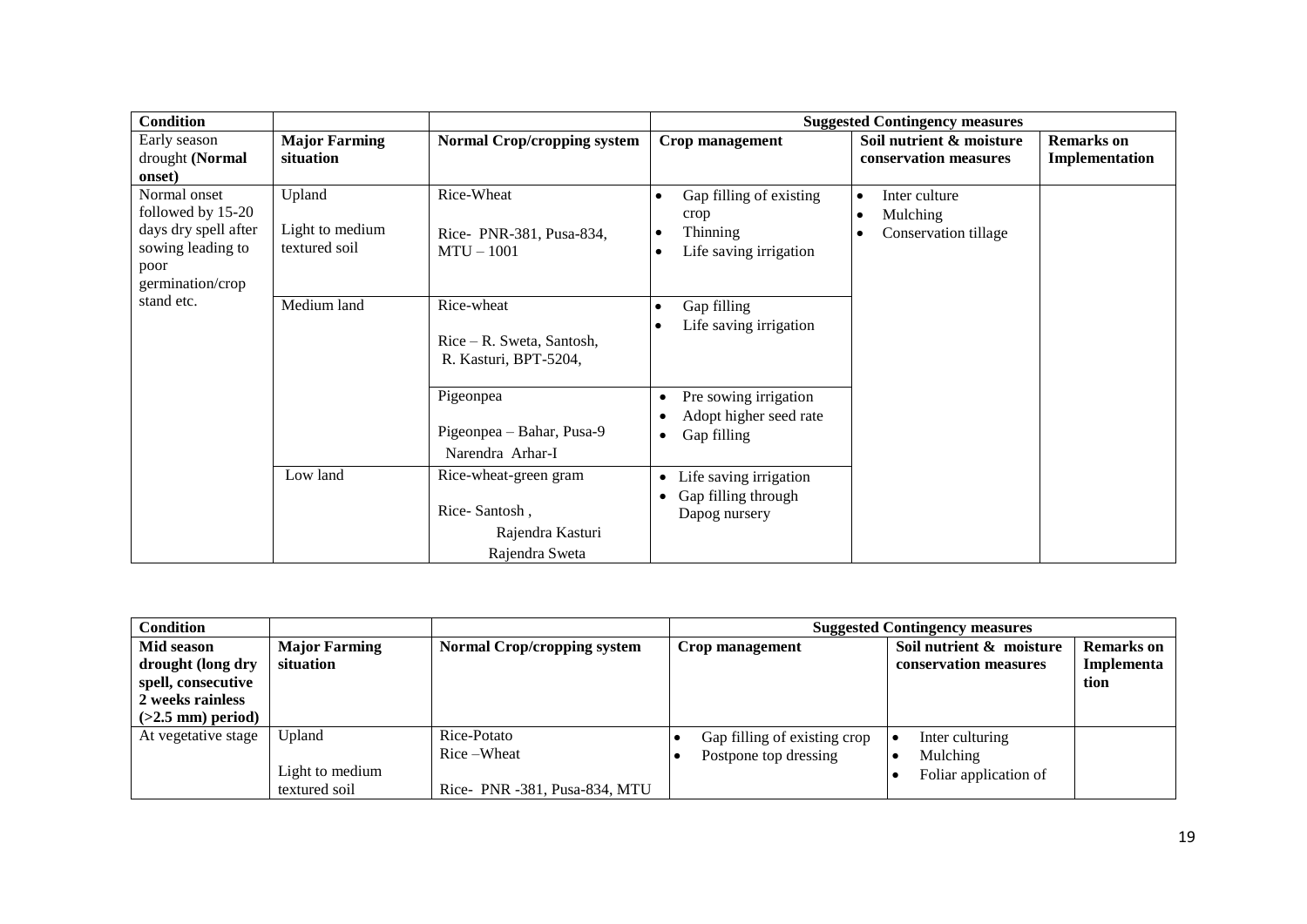| Condition | | | Suggested Contingency measures | | |
|---|---|---|---|---|---|
| Early season drought **(Normal onset)** | **Major Farming situation** | **Normal Crop/cropping system** | **Crop management** | **Soil nutrient & moisture conservation measures** | **Remarks on Implementation** |
| Normal onset followed by 15-20 days dry spell after sowing leading to poor germination/crop stand etc. | Upland<br><br>Light to medium textured soil | Rice-Wheat<br><br>Rice- PNR-381, Pusa-834, MTU – 1001 | • Gap filling of existing crop<br>• Thinning<br>• Life saving irrigation | • Inter culture<br>• Mulching<br>• Conservation tillage | |
| | Medium land | Rice-wheat<br><br>Rice – R. Sweta, Santosh, R. Kasturi, BPT-5204, | • Gap filling<br>• Life saving irrigation | | |
| | | Pigeonpea<br><br>Pigeonpea – Bahar, Pusa-9 Narendra Arhar-I | • Pre sowing irrigation<br>• Adopt higher seed rate<br>• Gap filling | | |
| | Low land | Rice-wheat-green gram<br><br>Rice- Santosh ,<br>Rajendra Kasturi<br>Rajendra Sweta | • Life saving irrigation<br>• Gap filling through Dapog nursery | | |

| Condition | | | Suggested Contingency measures | | |
|---|---|---|---|---|---|
| **Mid season drought (long dry spell, consecutive 2 weeks rainless (>2.5 mm) period)** | **Major Farming situation** | **Normal Crop/cropping system** | **Crop management** | **Soil nutrient & moisture conservation measures** | **Remarks on Implementation** |
| At vegetative stage | Upland<br><br>Light to medium textured soil | Rice-Potato<br>Rice –Wheat<br><br>Rice- PNR -381, Pusa-834, MTU | • Gap filling of existing crop<br>• Postpone top dressing | • Inter culturing<br>• Mulching<br>• Foliar application of | |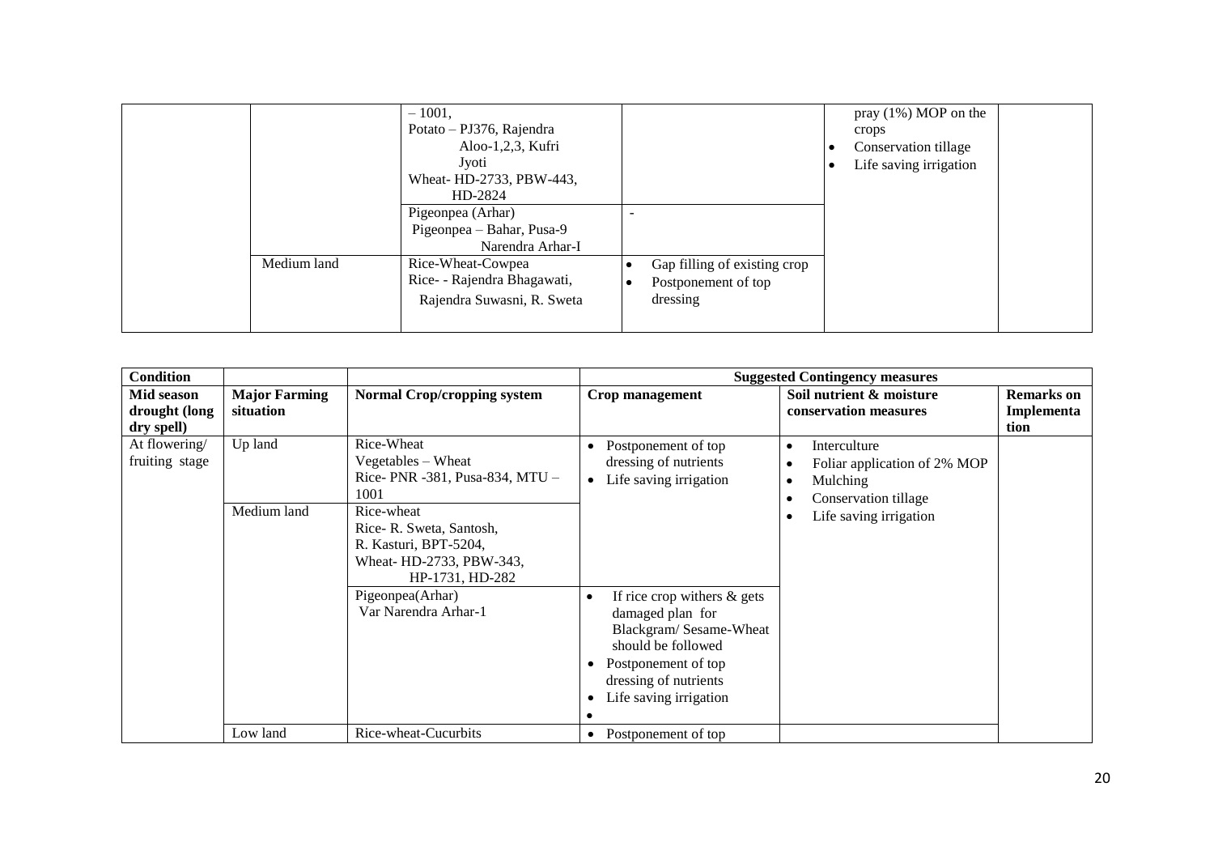| | | | | | |
|---|---|---|---|---|---|
| | | – 1001, Potato – PJ376, Rajendra Aloo-1,2,3, Kufri Jyoti Wheat- HD-2733, PBW-443, HD-2824 | | pray (1%) MOP on the crops • Conservation tillage • Life saving irrigation | |
| | | Pigeonpea (Arhar) Pigeonpea – Bahar, Pusa-9 Narendra Arhar-I | - | | |
| | Medium land | Rice-Wheat-Cowpea Rice- - Rajendra Bhagawati, Rajendra Suwasni, R. Sweta | • Gap filling of existing crop • Postponement of top dressing | | |

| Condition | | | Suggested Contingency measures | | |
|---|---|---|---|---|---|
| **Mid season drought (long dry spell)** | **Major Farming situation** | **Normal Crop/cropping system** | **Crop management** | **Soil nutrient & moisture conservation measures** | **Remarks on Implementation** |
| At flowering/ fruiting stage | Up land | Rice-Wheat Vegetables – Wheat Rice- PNR -381, Pusa-834, MTU – 1001 | • Postponement of top dressing of nutrients • Life saving irrigation | • Interculture • Foliar application of 2% MOP • Mulching • Conservation tillage • Life saving irrigation | |
| | Medium land | Rice-wheat Rice- R. Sweta, Santosh, R. Kasturi, BPT-5204, Wheat- HD-2733, PBW-343, HP-1731, HD-282 | | | |
| | | Pigeonpea(Arhar) Var Narendra Arhar-1 | • If rice crop withers & gets damaged plan for Blackgram/ Sesame-Wheat should be followed • Postponement of top dressing of nutrients • Life saving irrigation • | | |
| | Low land | Rice-wheat-Cucurbits | • Postponement of top | | |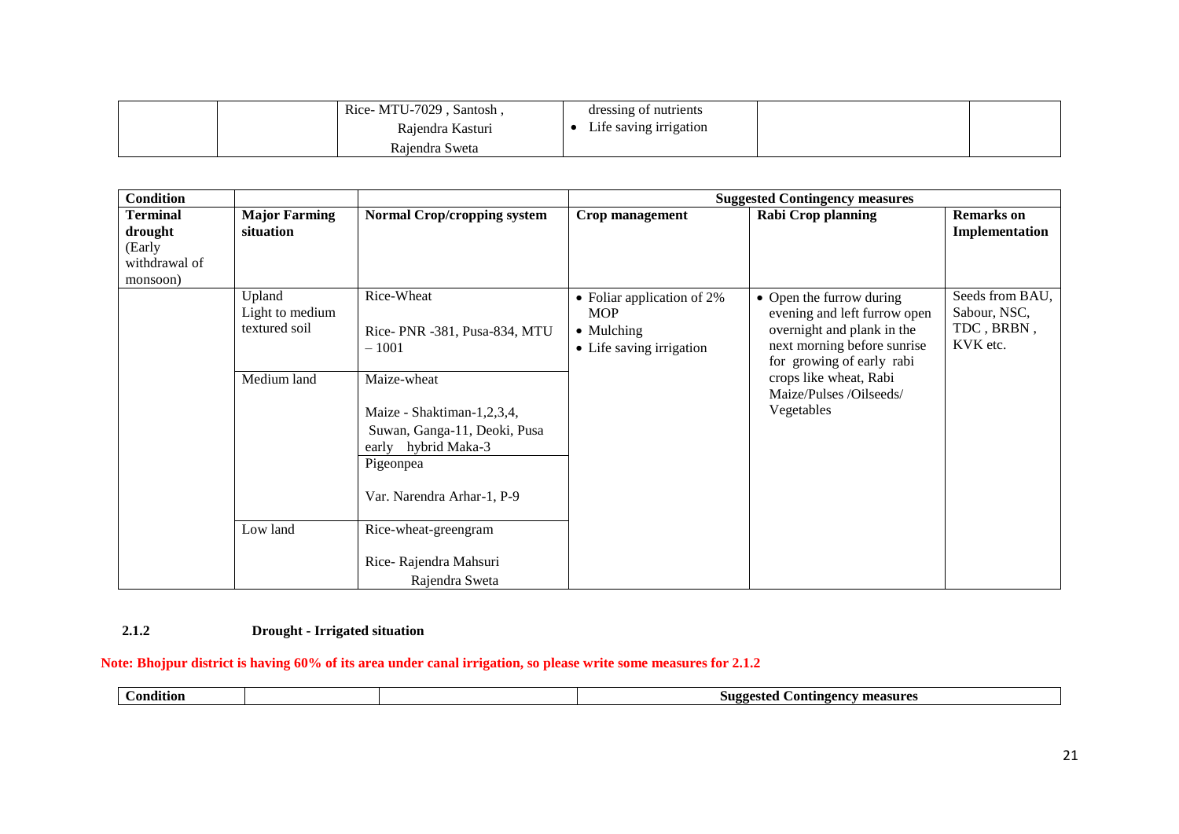| | | Rice- MTU-7029 , Santosh , Rajendra Kasturi Rajendra Sweta | dressing of nutrients<br>• Life saving irrigation | | |
|---|---|---|---|---|---|

| Condition | | | Suggested Contingency measures | | |
|---|---|---|---|---|---|
| **Terminal drought** (Early withdrawal of monsoon) | **Major Farming situation** | **Normal Crop/cropping system** | **Crop management** | **Rabi Crop planning** | **Remarks on Implementation** |
| | Upland Light to medium textured soil | Rice-Wheat<br><br>Rice- PNR -381, Pusa-834, MTU – 1001 | • Foliar application of 2% MOP<br>• Mulching<br>• Life saving irrigation | • Open the furrow during evening and left furrow open overnight and plank in the next morning before sunrise for growing of early rabi crops like wheat, Rabi Maize/Pulses /Oilseeds/ Vegetables | Seeds from BAU, Sabour, NSC, TDC , BRBN , KVK etc. |
| | Medium land | Maize-wheat<br><br>Maize - Shaktiman-1,2,3,4, Suwan, Ganga-11, Deoki, Pusa early hybrid Maka-3 | | | |
| | | Pigeonpea<br><br>Var. Narendra Arhar-1, P-9 | | | |
| | Low land | Rice-wheat-greengram<br><br>Rice- Rajendra Mahsuri Rajendra Sweta | | | |

**2.1.2 Drought - Irrigated situation**

**Note: Bhojpur district is having 60% of its area under canal irrigation, so please write some measures for 2.1.2**

| Condition | | | Suggested Contingency measures |
|---|---|---|---|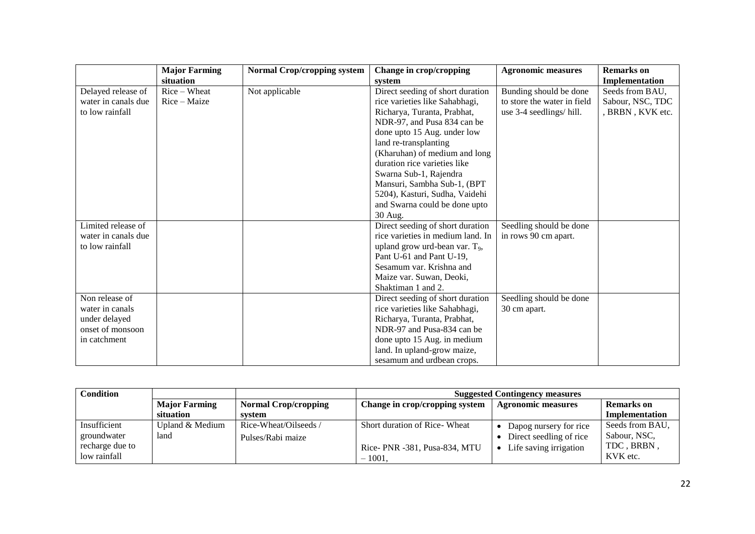|  | Major Farming situation | Normal Crop/cropping system | Change in crop/cropping system | Agronomic measures | Remarks on Implementation |
|---|---|---|---|---|---|
| Delayed release of water in canals due to low rainfall | Rice – Wheat<br>Rice – Maize | Not applicable | Direct seeding of short duration rice varieties like Sahabhagi, Richarya, Turanta, Prabhat, NDR-97, and Pusa 834 can be done upto 15 Aug. under low land re-transplanting (Kharuhan) of medium and long duration rice varieties like Swarna Sub-1, Rajendra Mansuri, Sambha Sub-1, (BPT 5204), Kasturi, Sudha, Vaidehi and Swarna could be done upto 30 Aug. | Bunding should be done to store the water in field use 3-4 seedlings/ hill. | Seeds from BAU, Sabour, NSC, TDC , BRBN , KVK etc. |
| Limited release of water in canals due to low rainfall |  |  | Direct seeding of short duration rice varieties in medium land. In upland grow urd-bean var. $T_9$, Pant U-61 and Pant U-19, Sesamum var. Krishna and Maize var. Suwan, Deoki, Shaktiman 1 and 2. | Seedling should be done in rows 90 cm apart. |  |
| Non release of water in canals under delayed onset of monsoon in catchment |  |  | Direct seeding of short duration rice varieties like Sahabhagi, Richarya, Turanta, Prabhat, NDR-97 and Pusa-834 can be done upto 15 Aug. in medium land. In upland-grow maize, sesamum and urdbean crops. | Seedling should be done 30 cm apart. |  |

| Condition |  |  | Suggested Contingency measures |  |  |
|---|---|---|---|---|---|
|  | Major Farming situation | Normal Crop/cropping system | Change in crop/cropping system | Agronomic measures | Remarks on Implementation |
| Insufficient groundwater recharge due to low rainfall | Upland & Medium land | Rice-Wheat/Oilseeds / Pulses/Rabi maize | Short duration of Rice- Wheat<br><br>Rice- PNR -381, Pusa-834, MTU – 1001, | • Dapog nursery for rice<br>• Direct seedling of rice<br>• Life saving irrigation | Seeds from BAU, Sabour, NSC, TDC , BRBN , KVK etc. |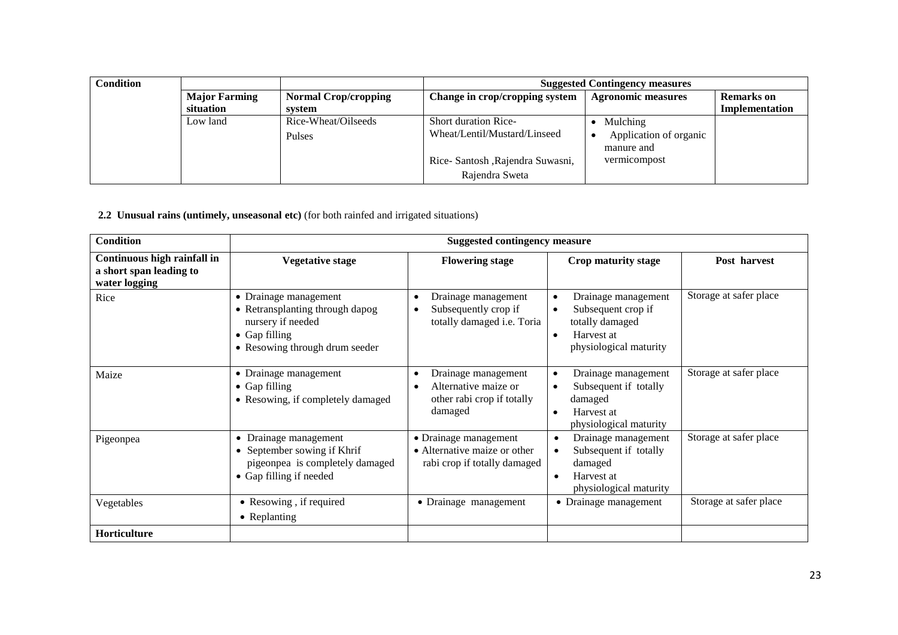| Condition | | | Suggested Contingency measures | | |
|---|---|---|---|---|---|
| | Major Farming situation | Normal Crop/cropping system | Change in crop/cropping system | Agronomic measures | Remarks on Implementation |
| | Low land | Rice-Wheat/Oilseeds Pulses | Short duration Rice-Wheat/Lentil/Mustard/Linseed<br>Rice- Santosh ,Rajendra Suwasni, Rajendra Sweta | • Mulching<br>• Application of organic manure and vermicompost | |

**2.2 Unusual rains (untimely, unseasonal etc)** (for both rainfed and irrigated situations)

| Condition | Suggested contingency measure | | | |
|---|---|---|---|---|
| **Continuous high rainfall in a short span leading to water logging** | **Vegetative stage** | **Flowering stage** | **Crop maturity stage** | **Post harvest** |
| Rice | • Drainage management<br>• Retransplanting through dapog nursery if needed<br>• Gap filling<br>• Resowing through drum seeder | • Drainage management<br>• Subsequently crop if totally damaged i.e. Toria | • Drainage management<br>• Subsequent crop if totally damaged<br>• Harvest at physiological maturity | Storage at safer place |
| Maize | • Drainage management<br>• Gap filling<br>• Resowing, if completely damaged | • Drainage management<br>• Alternative maize or other rabi crop if totally damaged | • Drainage management<br>• Subsequent if totally damaged<br>• Harvest at physiological maturity | Storage at safer place |
| Pigeonpea | • Drainage management<br>• September sowing if Khrif pigeonpea is completely damaged<br>• Gap filling if needed | • Drainage management<br>• Alternative maize or other rabi crop if totally damaged | • Drainage management<br>• Subsequent if totally damaged<br>• Harvest at physiological maturity | Storage at safer place |
| Vegetables | • Resowing , if required<br>• Replanting | • Drainage management | • Drainage management | Storage at safer place |
| **Horticulture** | | | | |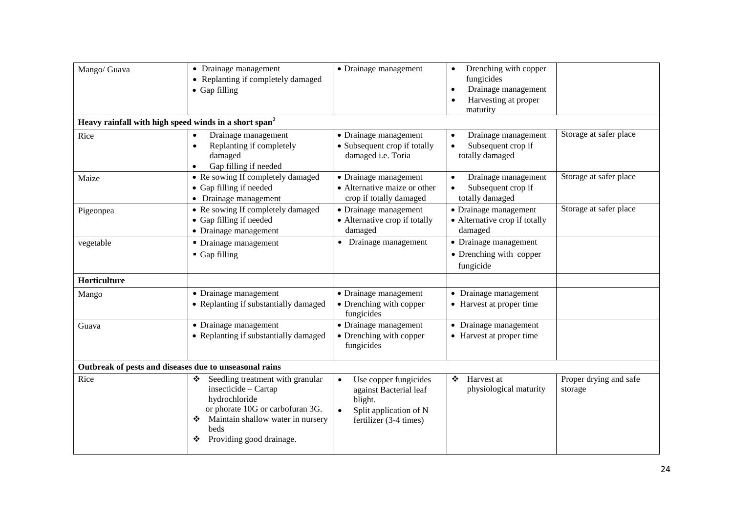| | | | | |
|---|---|---|---|---|
| Mango/ Guava | • Drainage management<br>• Replanting if completely damaged<br>• Gap filling | • Drainage management | • Drenching with copper fungicides<br>• Drainage management<br>• Harvesting at proper maturity | |
| **Heavy rainfall with high speed winds in a short span[2]** | | | | |
| Rice | • Drainage management<br>• Replanting if completely damaged<br>• Gap filling if needed | • Drainage management<br>• Subsequent crop if totally damaged i.e. Toria | • Drainage management<br>• Subsequent crop if totally damaged | Storage at safer place |
| Maize | • Re sowing If completely damaged<br>• Gap filling if needed<br>• Drainage management | • Drainage management<br>• Alternative maize or other crop if totally damaged | • Drainage management<br>• Subsequent crop if totally damaged | Storage at safer place |
| Pigeonpea | • Re sowing If completely damaged<br>• Gap filling if needed<br>• Drainage management | • Drainage management<br>• Alternative crop if totally damaged | • Drainage management<br>• Alternative crop if totally damaged | Storage at safer place |
| vegetable | ▪ Drainage management<br>▪ Gap filling | • Drainage management | • Drainage management<br>• Drenching with copper fungicide | |
| **Horticulture** | | | | |
| Mango | • Drainage management<br>• Replanting if substantially damaged | • Drainage management<br>• Drenching with copper fungicides | • Drainage management<br>• Harvest at proper time | |
| Guava | • Drainage management<br>• Replanting if substantially damaged | • Drainage management<br>• Drenching with copper fungicides | • Drainage management<br>• Harvest at proper time | |
| **Outbreak of pests and diseases due to unseasonal rains** | | | | |
| Rice | ❖ Seedling treatment with granular insecticide – Cartap hydrochloride or phorate 10G or carbofuran 3G.<br>❖ Maintain shallow water in nursery beds<br>❖ Providing good drainage. | • Use copper fungicides against Bacterial leaf blight.<br>• Split application of N fertilizer (3-4 times) | ❖ Harvest at physiological maturity | Proper drying and safe storage |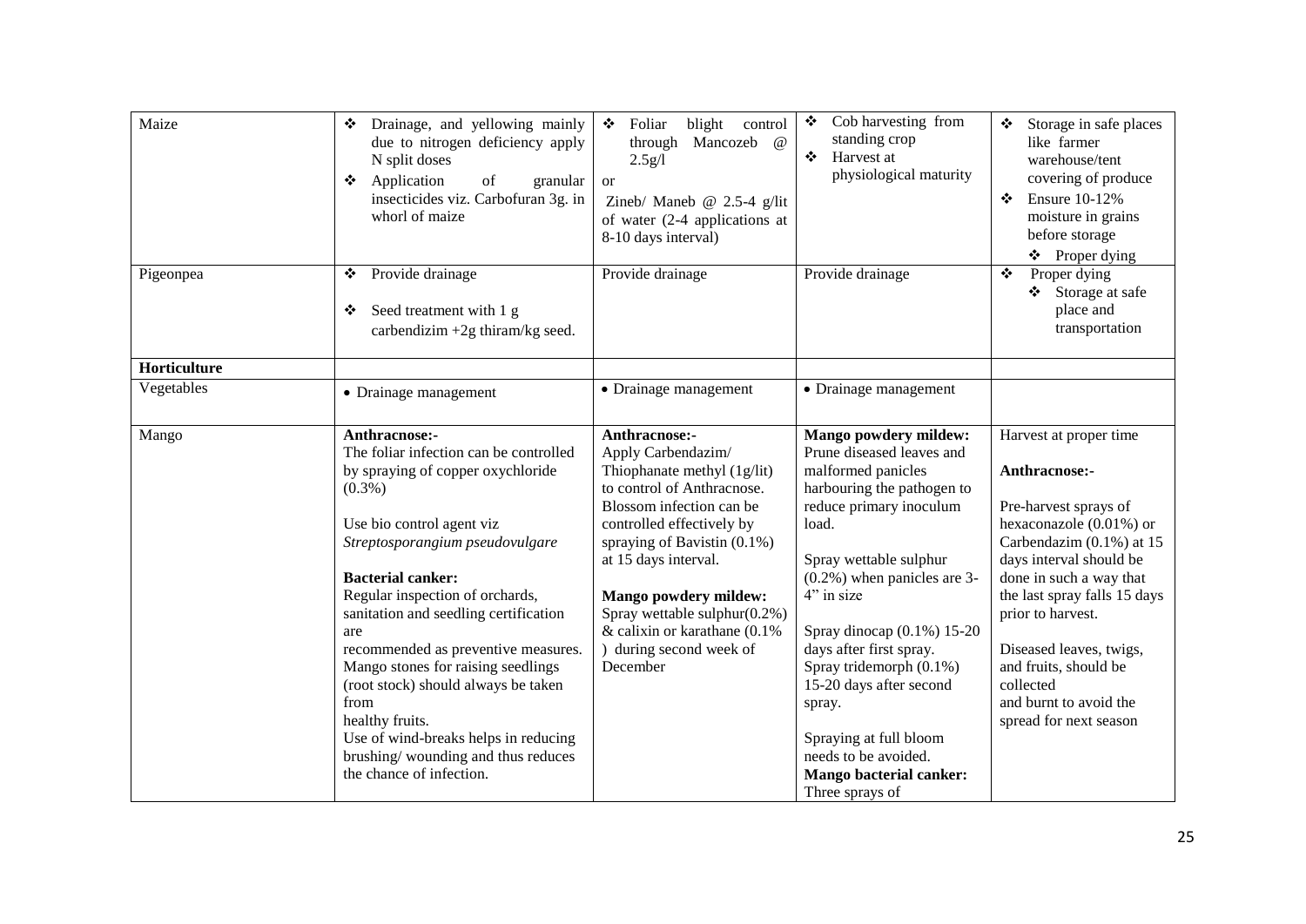| Maize | ❖ Drainage, and yellowing mainly due to nitrogen deficiency apply N split doses<br>❖ Application of granular insecticides viz. Carbofuran 3g. in whorl of maize | ❖ Foliar blight control through Mancozeb @ 2.5g/l<br>or<br>Zineb/ Maneb @ 2.5-4 g/lit of water (2-4 applications at 8-10 days interval) | ❖ Cob harvesting from standing crop<br>❖ Harvest at physiological maturity | ❖ Storage in safe places like farmer warehouse/tent covering of produce<br>❖ Ensure 10-12% moisture in grains before storage<br>❖ Proper dying |
|---|---|---|---|---|
| Pigeonpea | ❖ Provide drainage<br>❖ Seed treatment with 1 g carbendizim +2g thiram/kg seed. | Provide drainage | Provide drainage | ❖ Proper dying<br>❖ Storage at safe place and transportation |
| **Horticulture** | | | | |
| Vegetables | • Drainage management | • Drainage management | • Drainage management | |
| Mango | **Anthracnose:-**<br>The foliar infection can be controlled by spraying of copper oxychloride (0.3%)<br><br>Use bio control agent viz *Streptosporangium pseudovulgare*<br><br>**Bacterial canker:**<br>Regular inspection of orchards, sanitation and seedling certification are recommended as preventive measures. Mango stones for raising seedlings (root stock) should always be taken from healthy fruits.<br>Use of wind-breaks helps in reducing brushing/ wounding and thus reduces the chance of infection. | **Anthracnose:-**<br>Apply Carbendazim/ Thiophanate methyl (1g/lit) to control of Anthracnose. Blossom infection can be controlled effectively by spraying of Bavistin (0.1%) at 15 days interval.<br><br>**Mango powdery mildew:**<br>Spray wettable sulphur(0.2%) & calixin or karathane (0.1% ) during second week of December | **Mango powdery mildew:**<br>Prune diseased leaves and malformed panicles harbouring the pathogen to reduce primary inoculum load.<br><br>Spray wettable sulphur (0.2%) when panicles are 3-4" in size<br><br>Spray dinocap (0.1%) 15-20 days after first spray.<br>Spray tridemorph (0.1%) 15-20 days after second spray.<br><br>Spraying at full bloom needs to be avoided.<br>**Mango bacterial canker:**<br>Three sprays of | Harvest at proper time<br><br>**Anthracnose:-**<br><br>Pre-harvest sprays of hexaconazole (0.01%) or Carbendazim (0.1%) at 15 days interval should be done in such a way that the last spray falls 15 days prior to harvest.<br><br>Diseased leaves, twigs, and fruits, should be collected and burnt to avoid the spread for next season |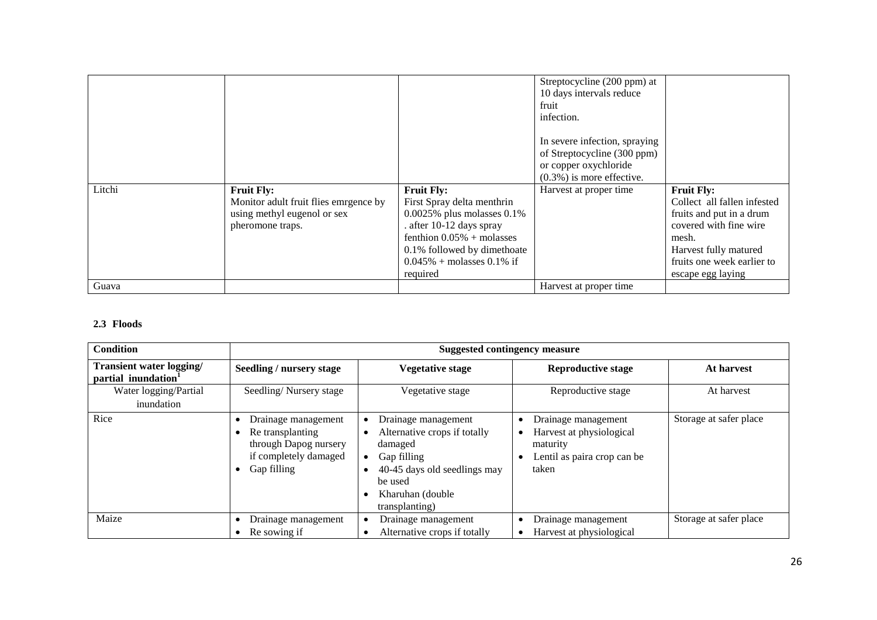| | | | | |
|---|---|---|---|---|
| | | | Streptocycline (200 ppm) at 10 days intervals reduce fruit infection.<br><br>In severe infection, spraying of Streptocycline (300 ppm) or copper oxychloride (0.3%) is more effective. | |
| Litchi | **Fruit Fly:**<br>Monitor adult fruit flies emrgence by using methyl eugenol or sex pheromone traps. | **Fruit Fly:**<br>First Spray delta menthrin 0.0025% plus molasses 0.1% . after 10-12 days spray fenthion 0.05% + molasses 0.1% followed by dimethoate 0.045% + molasses 0.1% if required | Harvest at proper time | **Fruit Fly:**<br>Collect all fallen infested fruits and put in a drum covered with fine wire mesh.<br>Harvest fully matured fruits one week earlier to escape egg laying |
| Guava | | | Harvest at proper time | |

### 2.3 Floods

| **Condition** | **Suggested contingency measure** | | | |
|---|---|---|---|---|
| **Transient water logging/ partial inundation**[1] | **Seedling / nursery stage** | **Vegetative stage** | **Reproductive stage** | **At harvest** |
| Water logging/Partial inundation | Seedling/ Nursery stage | Vegetative stage | Reproductive stage | At harvest |
| Rice | • Drainage management<br>• Re transplanting through Dapog nursery if completely damaged<br>• Gap filling | • Drainage management<br>• Alternative crops if totally damaged<br>• Gap filling<br>• 40-45 days old seedlings may be used<br>• Kharuhan (double transplanting) | • Drainage management<br>• Harvest at physiological maturity<br>• Lentil as paira crop can be taken | Storage at safer place |
| Maize | • Drainage management<br>• Re sowing if | • Drainage management<br>• Alternative crops if totally | • Drainage management<br>• Harvest at physiological | Storage at safer place |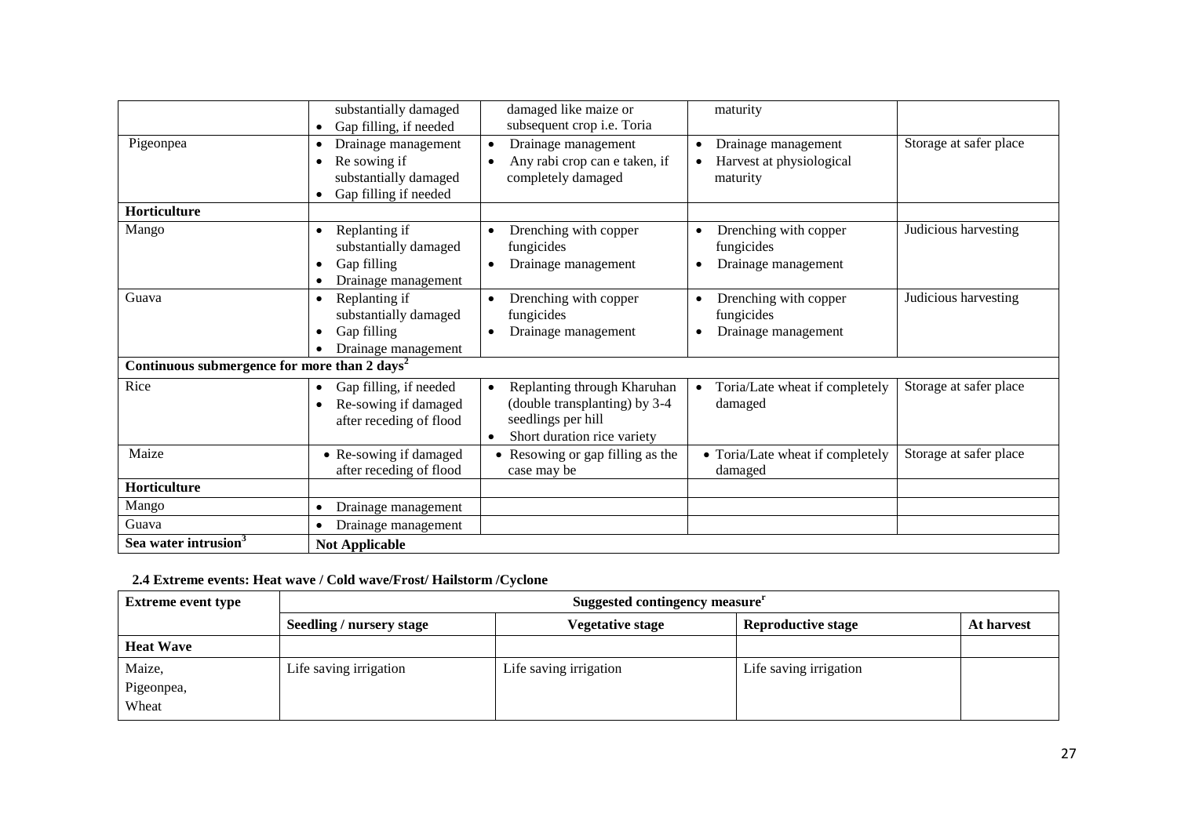|  |  |  |  |  |
|---|---|---|---|---|
|  | substantially damaged<br>• Gap filling, if needed | damaged like maize or subsequent crop i.e. Toria | maturity |  |
| Pigeonpea | • Drainage management<br>• Re sowing if substantially damaged<br>• Gap filling if needed | • Drainage management<br>• Any rabi crop can e taken, if completely damaged | • Drainage management<br>• Harvest at physiological maturity | Storage at safer place |
| **Horticulture** |  |  |  |  |
| Mango | • Replanting if substantially damaged<br>• Gap filling<br>• Drainage management | • Drenching with copper fungicides<br>• Drainage management | • Drenching with copper fungicides<br>• Drainage management | Judicious harvesting |
| Guava | • Replanting if substantially damaged<br>• Gap filling<br>• Drainage management | • Drenching with copper fungicides<br>• Drainage management | • Drenching with copper fungicides<br>• Drainage management | Judicious harvesting |
| **Continuous submergence for more than 2 days**[2] |  |  |  |  |
| Rice | • Gap filling, if needed<br>• Re-sowing if damaged after receding of flood | • Replanting through Kharuhan (double transplanting) by 3-4 seedlings per hill<br>• Short duration rice variety | • Toria/Late wheat if completely damaged | Storage at safer place |
| Maize | • Re-sowing if damaged after receding of flood | • Resowing or gap filling as the case may be | • Toria/Late wheat if completely damaged | Storage at safer place |
| **Horticulture** |  |  |  |  |
| Mango | • Drainage management |  |  |  |
| Guava | • Drainage management |  |  |  |
| **Sea water intrusion**[3] | **Not Applicable** |  |  |  |

### 2.4 Extreme events: Heat wave / Cold wave/Frost/ Hailstorm /Cyclone

| Extreme event type | Suggested contingency measure[r] |  |  |  |
|---|---|---|---|---|
|  | **Seedling / nursery stage** | **Vegetative stage** | **Reproductive stage** | **At harvest** |
| **Heat Wave** |  |  |  |  |
| Maize,<br>Pigeonpea,<br>Wheat | Life saving irrigation | Life saving irrigation | Life saving irrigation |  |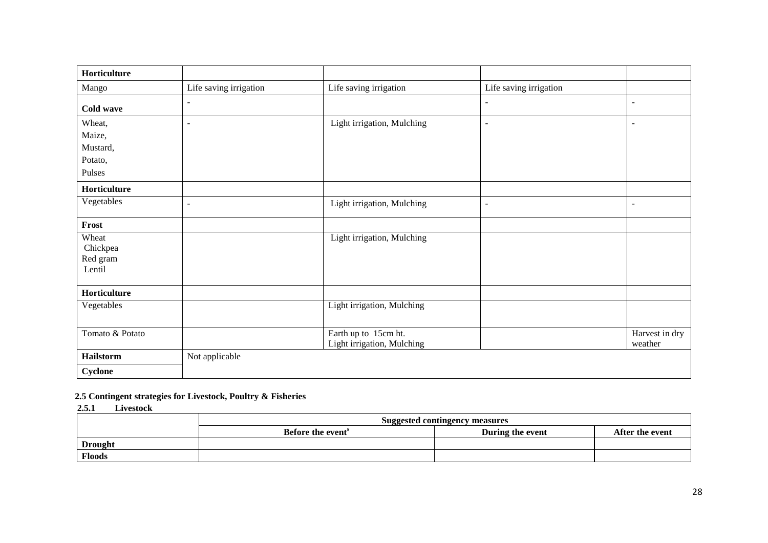| | | | | |
|---|---|---|---|---|
| **Horticulture** | | | | |
| Mango | Life saving irrigation | Life saving irrigation | Life saving irrigation | |
| **Cold wave** | - | | - | - |
| Wheat,<br>Maize,<br>Mustard,<br>Potato,<br>Pulses | - | Light irrigation, Mulching | - | - |
| **Horticulture** | | | | |
| Vegetables | - | Light irrigation, Mulching | - | - |
| **Frost** | | | | |
| Wheat<br>Chickpea<br>Red gram<br>Lentil | | Light irrigation, Mulching | | |
| **Horticulture** | | | | |
| Vegetables | | Light irrigation, Mulching | | |
| Tomato & Potato | | Earth up to 15cm ht.<br>Light irrigation, Mulching | | Harvest in dry weather |
| **Hailstorm** | Not applicable | | | |
| **Cyclone** | | | | |

**2.5 Contingent strategies for Livestock, Poultry & Fisheries**

**2.5.1 Livestock**

| | Suggested contingency measures | | |
|---|---|---|---|
| | **Before the event[s]** | **During the event** | **After the event** |
| **Drought** | | | |
| **Floods** | | | |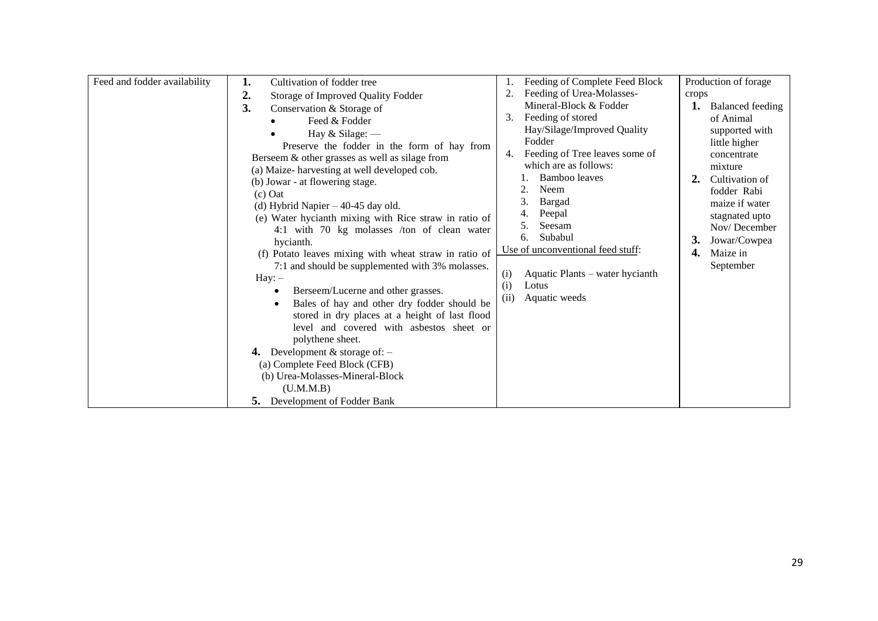| Feed and fodder availability | 1. Cultivation of fodder tree<br>2. Storage of Improved Quality Fodder<br>3. Conservation & Storage of<br>• Feed & Fodder<br>• Hay & Silage: —<br>Preserve the fodder in the form of hay from Berseem & other grasses as well as silage from<br>(a) Maize- harvesting at well developed cob.<br>(b) Jowar - at flowering stage.<br>(c) Oat<br>(d) Hybrid Napier – 40-45 day old.<br>(e) Water hycianth mixing with Rice straw in ratio of 4:1 with 70 kg molasses /ton of clean water hycianth.<br>(f) Potato leaves mixing with wheat straw in ratio of 7:1 and should be supplemented with 3% molasses.<br>Hay: –<br>• Berseem/Lucerne and other grasses.<br>• Bales of hay and other dry fodder should be stored in dry places at a height of last flood level and covered with asbestos sheet or polythene sheet.<br>4. Development & storage of: –<br>(a) Complete Feed Block (CFB)<br>(b) Urea-Molasses-Mineral-Block (U.M.M.B)<br>5. Development of Fodder Bank | 1. Feeding of Complete Feed Block<br>2. Feeding of Urea-Molasses-Mineral-Block & Fodder<br>3. Feeding of stored Hay/Silage/Improved Quality Fodder<br>4. Feeding of Tree leaves some of which are as follows:<br>1. Bamboo leaves<br>2. Neem<br>3. Bargad<br>4. Peepal<br>5. Seesam<br>6. Subabul<br>Use of unconventional feed stuff:<br>(i) Aquatic Plants – water hycianth<br>(i) Lotus<br>(ii) Aquatic weeds | Production of forage crops<br>1. Balanced feeding of Animal supported with little higher concentrate mixture<br>2. Cultivation of fodder Rabi maize if water stagnated upto Nov/ December<br>3. Jowar/Cowpea<br>4. Maize in September |
|---|---|---|---|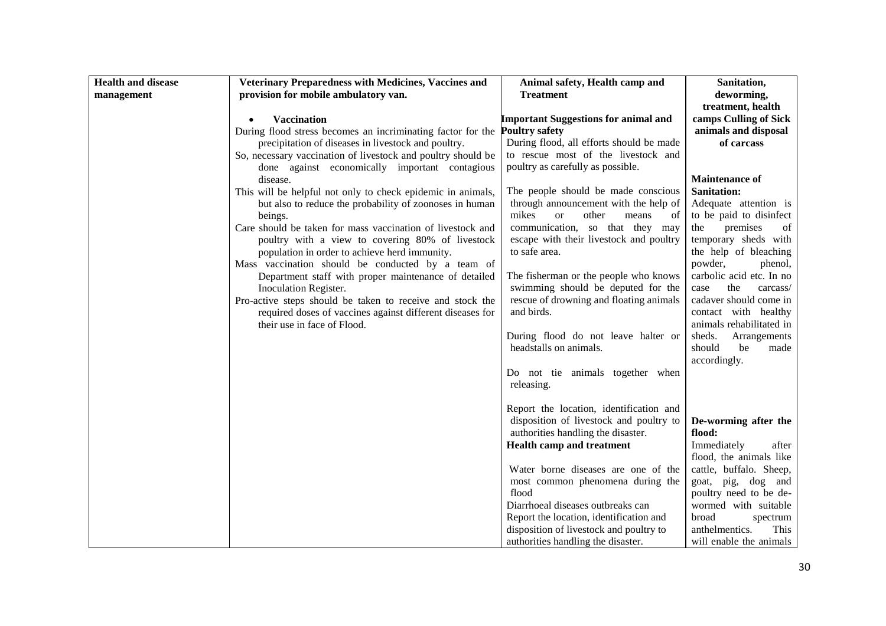| Health and disease management | Veterinary Preparedness with Medicines, Vaccines and provision for mobile ambulatory van. | Animal safety, Health camp and Treatment | Sanitation, deworming, treatment, health camps Culling of Sick animals and disposal of carcass |
|---|---|---|---|
| | • **Vaccination**<br>During flood stress becomes an incriminating factor for the precipitation of diseases in livestock and poultry.<br>So, necessary vaccination of livestock and poultry should be done against economically important contagious disease.<br>This will be helpful not only to check epidemic in animals, but also to reduce the probability of zoonoses in human beings.<br>Care should be taken for mass vaccination of livestock and poultry with a view to covering 80% of livestock population in order to achieve herd immunity.<br>Mass vaccination should be conducted by a team of Department staff with proper maintenance of detailed Inoculation Register.<br>Pro-active steps should be taken to receive and stock the required doses of vaccines against different diseases for their use in face of Flood. | **Important Suggestions for animal and Poultry safety**<br>During flood, all efforts should be made to rescue most of the livestock and poultry as carefully as possible.<br><br>The people should be made conscious through announcement with the help of mikes or other means of communication, so that they may escape with their livestock and poultry to safe area.<br><br>The fisherman or the people who knows swimming should be deputed for the rescue of drowning and floating animals and birds.<br><br>During flood do not leave halter or headstalls on animals.<br><br>Do not tie animals together when releasing.<br><br>Report the location, identification and disposition of livestock and poultry to authorities handling the disaster.<br>**Health camp and treatment**<br><br>Water borne diseases are one of the most common phenomena during the flood<br>Diarrhoeal diseases outbreaks can<br>Report the location, identification and disposition of livestock and poultry to authorities handling the disaster. | **Maintenance of Sanitation:**<br>Adequate attention is to be paid to disinfect the premises of temporary sheds with the help of bleaching powder, phenol, carbolic acid etc. In no case the carcass/ cadaver should come in contact with healthy animals rehabilitated in sheds. Arrangements should be made accordingly.<br><br>**De-worming after the flood:**<br>Immediately after flood, the animals like cattle, buffalo. Sheep, goat, pig, dog and poultry need to be de-wormed with suitable broad spectrum anthelmentics. This will enable the animals |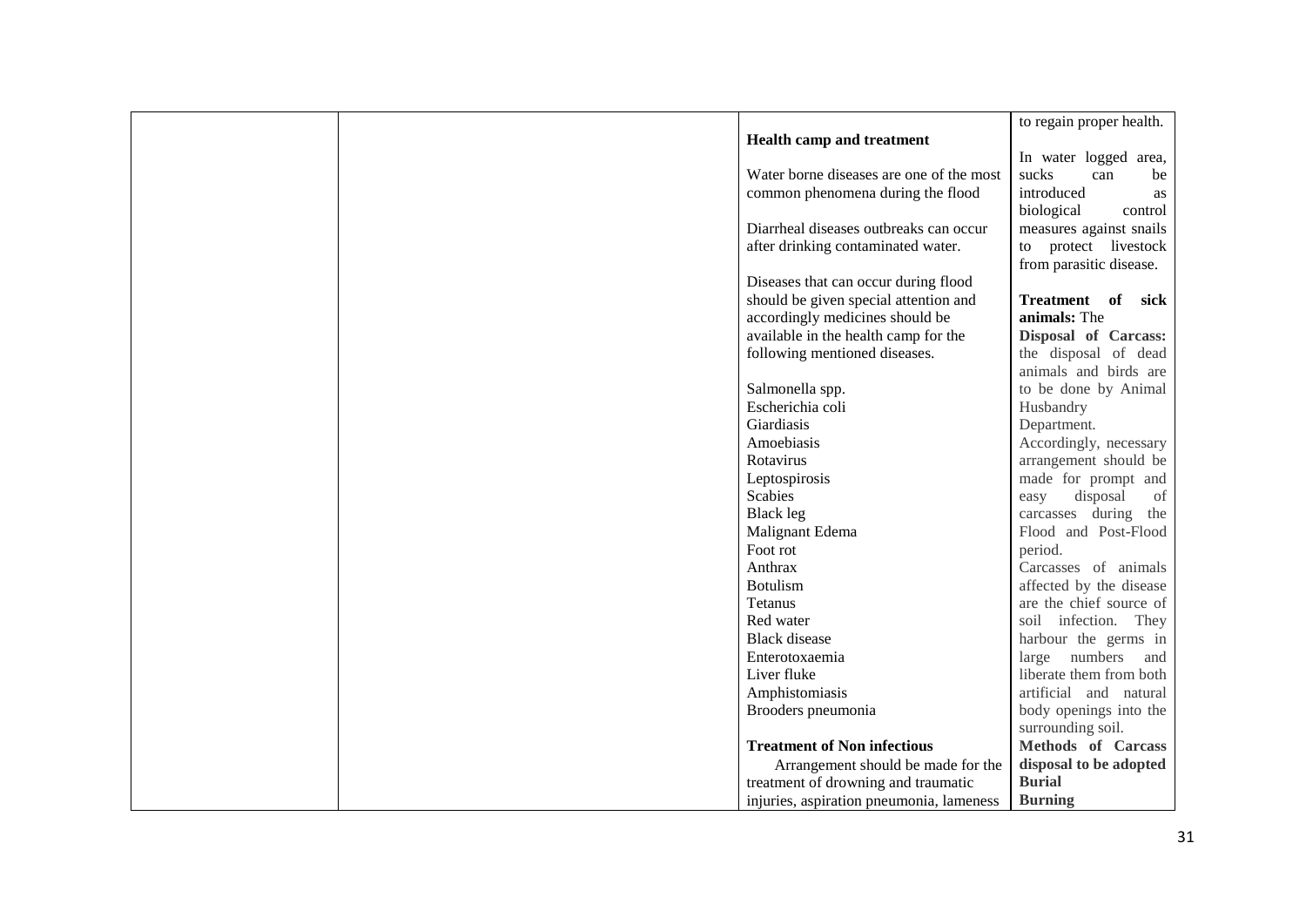| | | | |
|---|---|---|---|
| | | **Health camp and treatment**<br><br>Water borne diseases are one of the most common phenomena during the flood<br><br>Diarrheal diseases outbreaks can occur after drinking contaminated water.<br><br>Diseases that can occur during flood should be given special attention and accordingly medicines should be available in the health camp for the following mentioned diseases.<br><br>Salmonella spp.<br>Escherichia coli<br>Giardiasis<br>Amoebiasis<br>Rotavirus<br>Leptospirosis<br>Scabies<br>Black leg<br>Malignant Edema<br>Foot rot<br>Anthrax<br>Botulism<br>Tetanus<br>Red water<br>Black disease<br>Enterotoxaemia<br>Liver fluke<br>Amphistomiasis<br>Brooders pneumonia<br><br>**Treatment of Non infectious**<br>Arrangement should be made for the treatment of drowning and traumatic injuries, aspiration pneumonia, lameness | to regain proper health.<br><br>In water logged area, sucks can be introduced as biological control measures against snails to protect livestock from parasitic disease.<br><br>**Treatment of sick animals:** The **Disposal of Carcass:** the disposal of dead animals and birds are to be done by Animal Husbandry Department. Accordingly, necessary arrangement should be made for prompt and easy disposal of carcasses during the Flood and Post-Flood period.<br>Carcasses of animals affected by the disease are the chief source of soil infection. They harbour the germs in large numbers and liberate them from both artificial and natural body openings into the surrounding soil.<br>**Methods of Carcass disposal to be adopted**<br>**Burial**<br>**Burning** |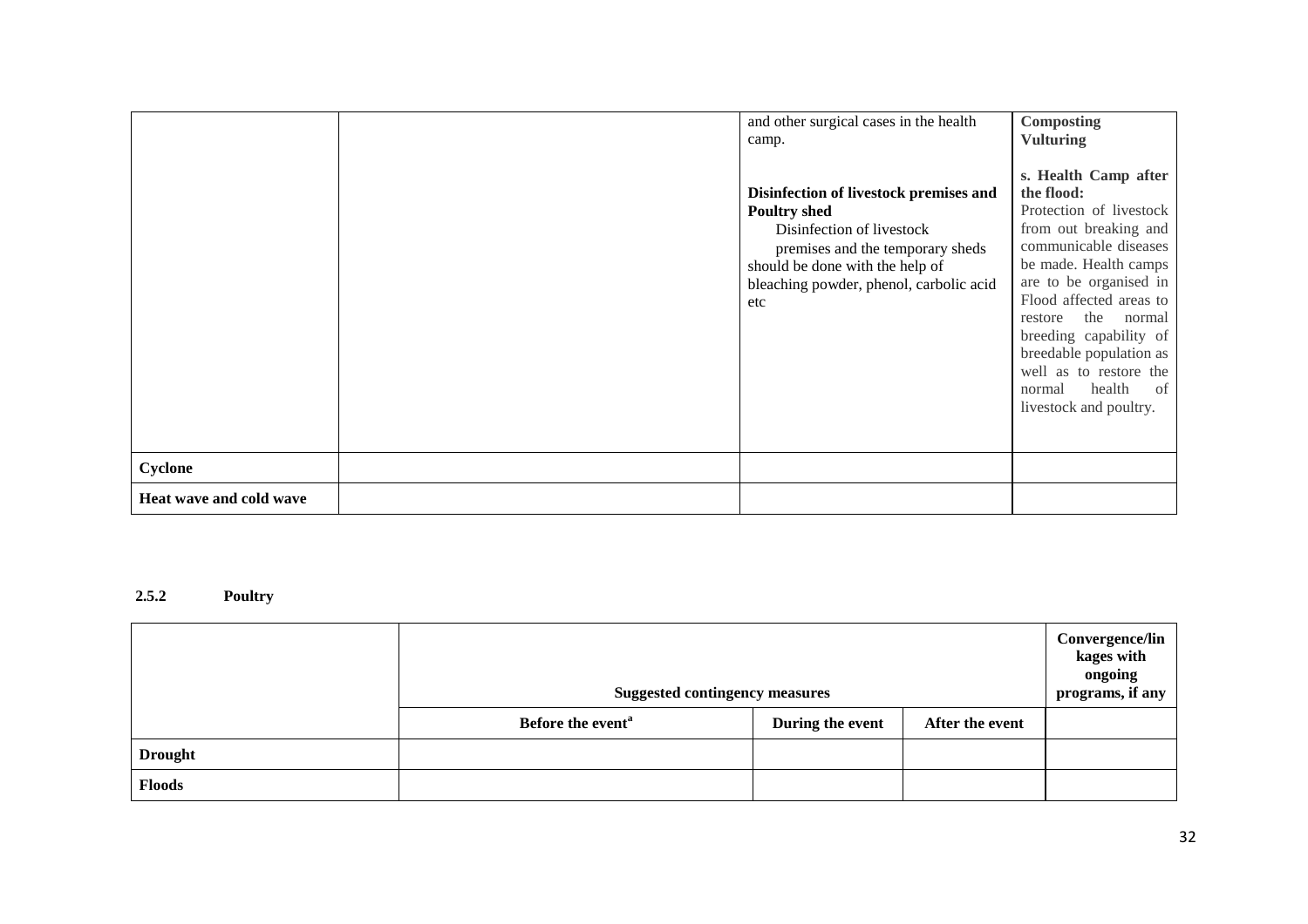|  |  | and other surgical cases in the health camp.<br><br>**Disinfection of livestock premises and Poultry shed**<br>Disinfection of livestock premises and the temporary sheds should be done with the help of bleaching powder, phenol, carbolic acid etc | **Composting**<br>**Vulturing**<br><br>**s. Health Camp after the flood:**<br>Protection of livestock from out breaking and communicable diseases be made. Health camps are to be organised in Flood affected areas to restore the normal breeding capability of breedable population as well as to restore the normal health of livestock and poultry. |
|---|---|---|---|
| **Cyclone** |  |  |  |
| **Heat wave and cold wave** |  |  |  |

**2.5.2 Poultry**

|  | **Suggested contingency measures** | | | **Convergence/linkages with ongoing programs, if any** |
|---|---|---|---|---|
|  | **Before the event**[a] | **During the event** | **After the event** |  |
| **Drought** |  |  |  |  |
| **Floods** |  |  |  |  |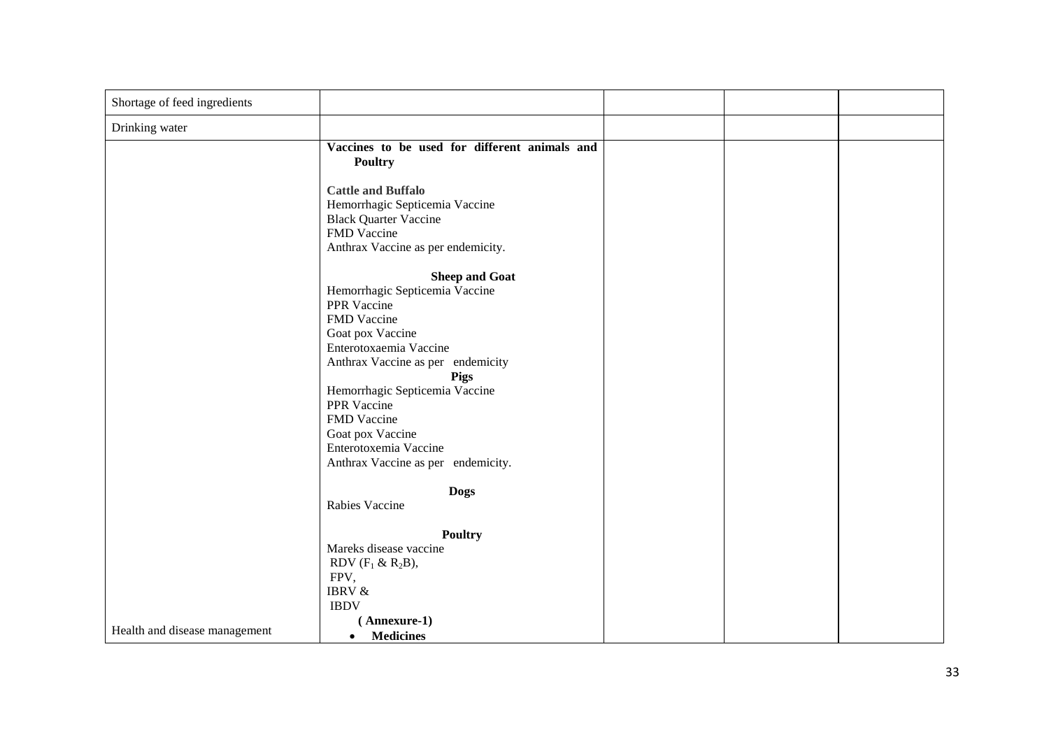| | | | | |
|---|---|---|---|---|
| Shortage of feed ingredients | | | | |
| Drinking water | | | | |
| Health and disease management | **Vaccines to be used for different animals and Poultry**<br><br>**Cattle and Buffalo**<br>Hemorrhagic Septicemia Vaccine<br>Black Quarter Vaccine<br>FMD Vaccine<br>Anthrax Vaccine as per endemicity.<br><br>**Sheep and Goat**<br>Hemorrhagic Septicemia Vaccine<br>PPR Vaccine<br>FMD Vaccine<br>Goat pox Vaccine<br>Enterotoxaemia Vaccine<br>Anthrax Vaccine as per endemicity<br>**Pigs**<br>Hemorrhagic Septicemia Vaccine<br>PPR Vaccine<br>FMD Vaccine<br>Goat pox Vaccine<br>Enterotoxemia Vaccine<br>Anthrax Vaccine as per endemicity.<br><br>**Dogs**<br>Rabies Vaccine<br><br>**Poultry**<br>Mareks disease vaccine<br>RDV ($F_1$ & $R_2B$),<br>FPV,<br>IBRV &<br>IBDV<br>**( Annexure-1)**<br>• **Medicines** | | | |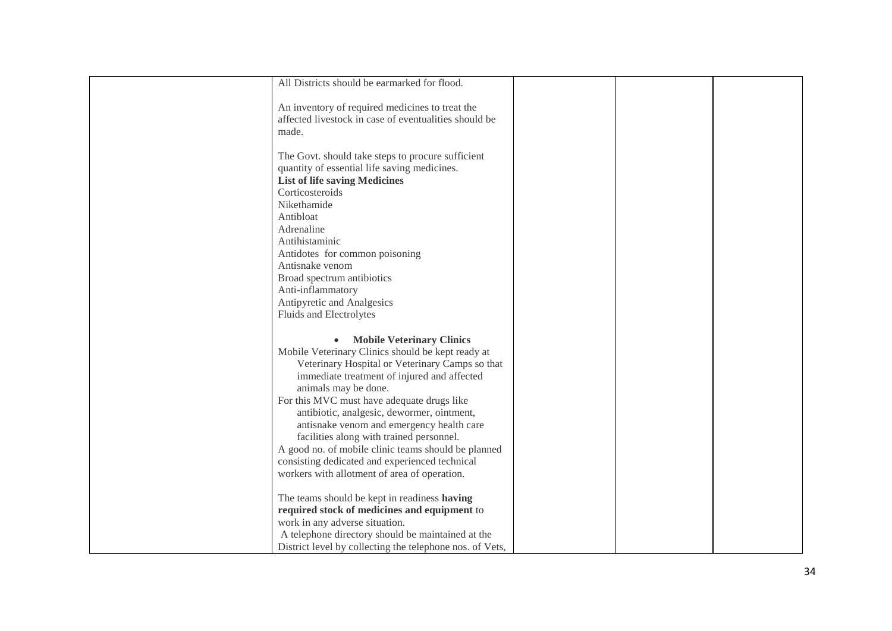| | | | | |
|---|---|---|---|---|
| | All Districts should be earmarked for flood.<br><br>An inventory of required medicines to treat the affected livestock in case of eventualities should be made.<br><br>The Govt. should take steps to procure sufficient quantity of essential life saving medicines.<br>**List of life saving Medicines**<br>Corticosteroids<br>Nikethamide<br>Antibloat<br>Adrenaline<br>Antihistaminic<br>Antidotes for common poisoning<br>Antisnake venom<br>Broad spectrum antibiotics<br>Anti-inflammatory<br>Antipyretic and Analgesics<br>Fluids and Electrolytes<br><br>• **Mobile Veterinary Clinics**<br>Mobile Veterinary Clinics should be kept ready at Veterinary Hospital or Veterinary Camps so that immediate treatment of injured and affected animals may be done.<br>For this MVC must have adequate drugs like antibiotic, analgesic, dewormer, ointment, antisnake venom and emergency health care facilities along with trained personnel.<br>A good no. of mobile clinic teams should be planned consisting dedicated and experienced technical workers with allotment of area of operation.<br><br>The teams should be kept in readiness **having required stock of medicines and equipment** to work in any adverse situation.<br>A telephone directory should be maintained at the District level by collecting the telephone nos. of Vets, | | | |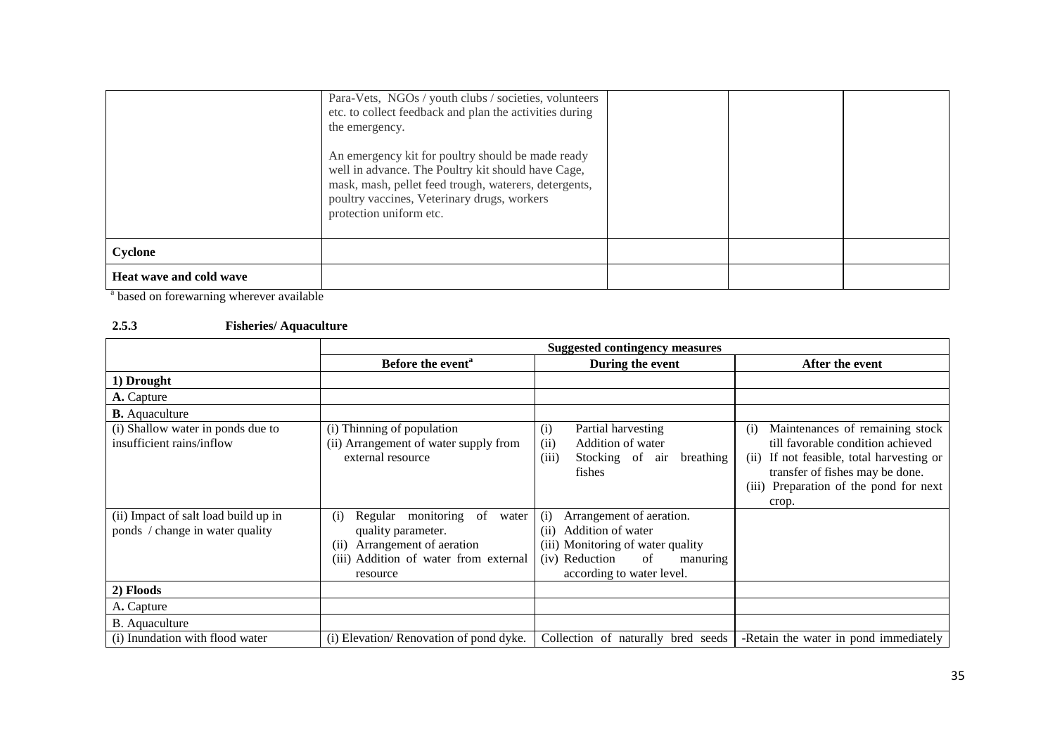| | | | | |
|---|---|---|---|---|
| | Para-Vets, NGOs / youth clubs / societies, volunteers etc. to collect feedback and plan the activities during the emergency.<br><br>An emergency kit for poultry should be made ready well in advance. The Poultry kit should have Cage, mask, mash, pellet feed trough, waterers, detergents, poultry vaccines, Veterinary drugs, workers protection uniform etc. | | | |
| **Cyclone** | | | | |
| **Heat wave and cold wave** | | | | |

[a] based on forewarning wherever available

### 2.5.3 Fisheries/ Aquaculture

| | Suggested contingency measures | | |
|---|---|---|---|
| | **Before the event[a]** | **During the event** | **After the event** |
| **1) Drought** | | | |
| **A.** Capture | | | |
| **B.** Aquaculture | | | |
| (i) Shallow water in ponds due to insufficient rains/inflow | (i) Thinning of population<br>(ii) Arrangement of water supply from external resource | (i) Partial harvesting<br>(ii) Addition of water<br>(iii) Stocking of air breathing fishes | (i) Maintenances of remaining stock till favorable condition achieved<br>(ii) If not feasible, total harvesting or transfer of fishes may be done.<br>(iii) Preparation of the pond for next crop. |
| (ii) Impact of salt load build up in ponds / change in water quality | (i) Regular monitoring of water quality parameter.<br>(ii) Arrangement of aeration<br>(iii) Addition of water from external resource | (i) Arrangement of aeration.<br>(ii) Addition of water<br>(iii) Monitoring of water quality<br>(iv) Reduction of manuring according to water level. | |
| **2) Floods** | | | |
| A**.** Capture | | | |
| B. Aquaculture | | | |
| (i) Inundation with flood water | (i) Elevation/ Renovation of pond dyke. | Collection of naturally bred seeds | -Retain the water in pond immediately |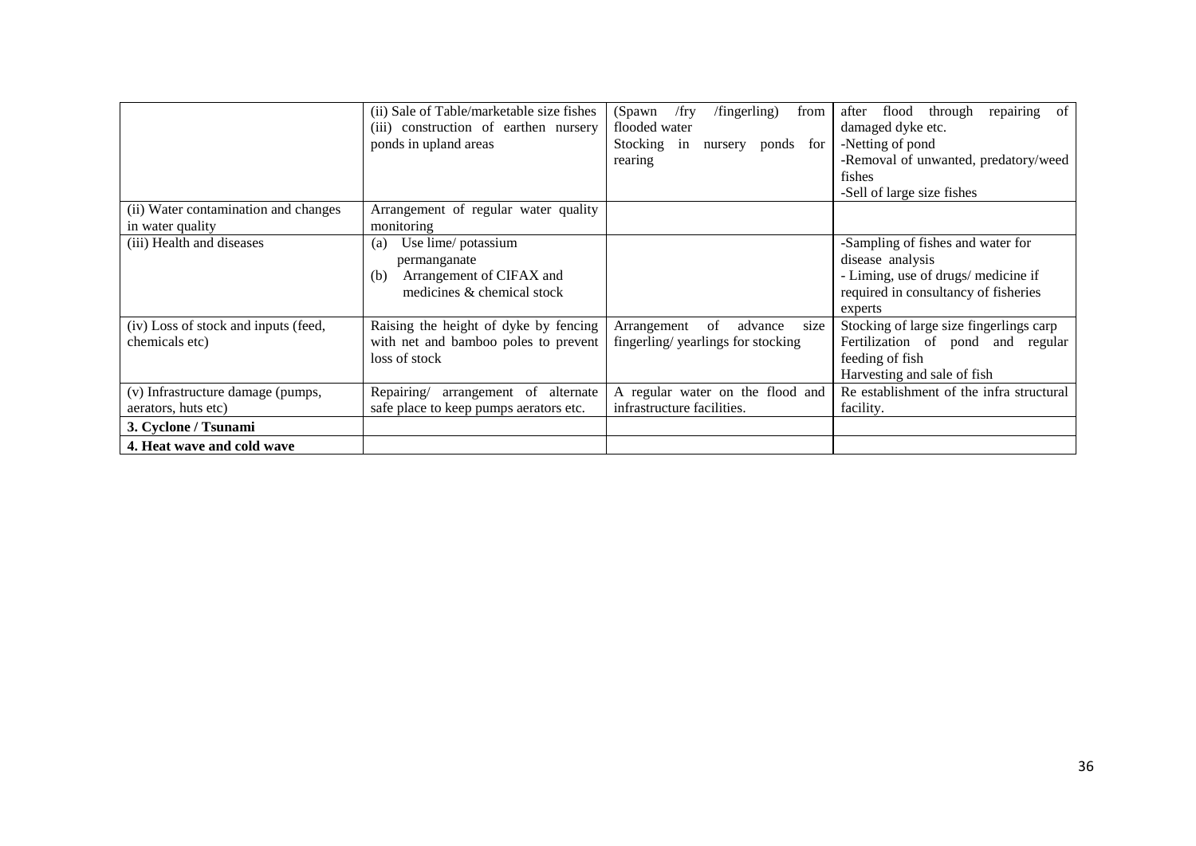| | | | |
|---|---|---|---|
| | (ii) Sale of Table/marketable size fishes<br>(iii) construction of earthen nursery ponds in upland areas | (Spawn /fry /fingerling) from flooded water<br>Stocking in nursery ponds for rearing | after flood through repairing of damaged dyke etc.<br>-Netting of pond<br>-Removal of unwanted, predatory/weed fishes<br>-Sell of large size fishes |
| (ii) Water contamination and changes in water quality | Arrangement of regular water quality monitoring | | |
| (iii) Health and diseases | (a) Use lime/ potassium permanganate<br>(b) Arrangement of CIFAX and medicines & chemical stock | | -Sampling of fishes and water for disease analysis<br>- Liming, use of drugs/ medicine if required in consultancy of fisheries experts |
| (iv) Loss of stock and inputs (feed, chemicals etc) | Raising the height of dyke by fencing with net and bamboo poles to prevent loss of stock | Arrangement of advance size fingerling/ yearlings for stocking | Stocking of large size fingerlings carp<br>Fertilization of pond and regular feeding of fish<br>Harvesting and sale of fish |
| (v) Infrastructure damage (pumps, aerators, huts etc) | Repairing/ arrangement of alternate safe place to keep pumps aerators etc. | A regular water on the flood and infrastructure facilities. | Re establishment of the infra structural facility. |
| **3. Cyclone / Tsunami** | | | |
| **4. Heat wave and cold wave** | | | |